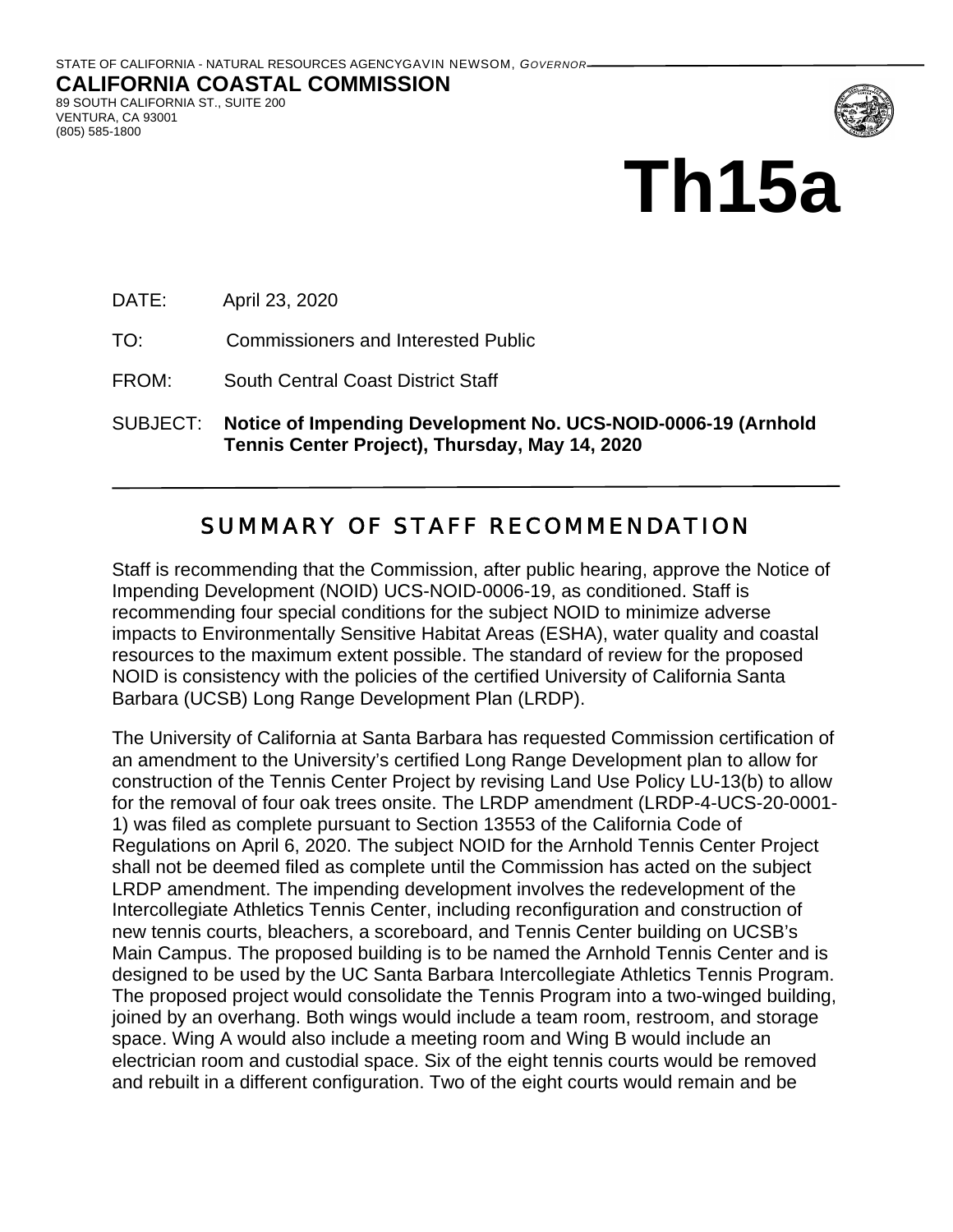STATE OF CALIFORNIA - NATURAL RESOURCES AGENCY GAVIN NEWSOM, *GOVERNOR*

**CALIFORNIA COASTAL COMMISSION**
89 SOUTH CALIFORNIA ST., SUITE 200
VENTURA, CA 93001
(805) 585-1800

# Th15a

DATE: April 23, 2020

TO: Commissioners and Interested Public

FROM: South Central Coast District Staff

SUBJECT: **Notice of Impending Development No. UCS-NOID-0006-19 (Arnhold Tennis Center Project), Thursday, May 14, 2020**

## SUMMARY OF STAFF RECOMMENDATION

Staff is recommending that the Commission, after public hearing, approve the Notice of Impending Development (NOID) UCS-NOID-0006-19, as conditioned. Staff is recommending four special conditions for the subject NOID to minimize adverse impacts to Environmentally Sensitive Habitat Areas (ESHA), water quality and coastal resources to the maximum extent possible. The standard of review for the proposed NOID is consistency with the policies of the certified University of California Santa Barbara (UCSB) Long Range Development Plan (LRDP).

The University of California at Santa Barbara has requested Commission certification of an amendment to the University's certified Long Range Development plan to allow for construction of the Tennis Center Project by revising Land Use Policy LU-13(b) to allow for the removal of four oak trees onsite. The LRDP amendment (LRDP-4-UCS-20-0001-1) was filed as complete pursuant to Section 13553 of the California Code of Regulations on April 6, 2020. The subject NOID for the Arnhold Tennis Center Project shall not be deemed filed as complete until the Commission has acted on the subject LRDP amendment. The impending development involves the redevelopment of the Intercollegiate Athletics Tennis Center, including reconfiguration and construction of new tennis courts, bleachers, a scoreboard, and Tennis Center building on UCSB's Main Campus. The proposed building is to be named the Arnhold Tennis Center and is designed to be used by the UC Santa Barbara Intercollegiate Athletics Tennis Program. The proposed project would consolidate the Tennis Program into a two-winged building, joined by an overhang. Both wings would include a team room, restroom, and storage space. Wing A would also include a meeting room and Wing B would include an electrician room and custodial space. Six of the eight tennis courts would be removed and rebuilt in a different configuration. Two of the eight courts would remain and be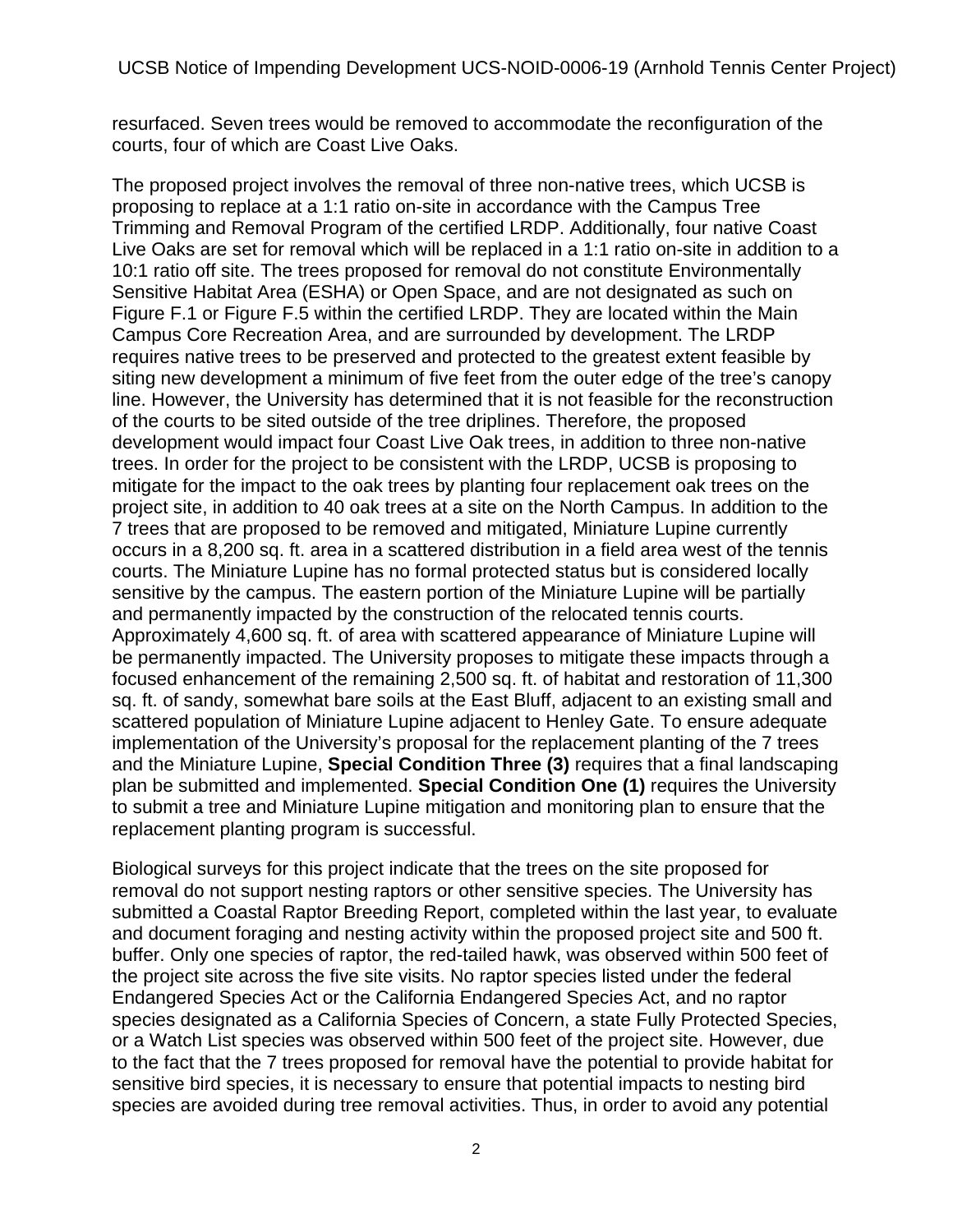resurfaced. Seven trees would be removed to accommodate the reconfiguration of the courts, four of which are Coast Live Oaks.

The proposed project involves the removal of three non-native trees, which UCSB is proposing to replace at a 1:1 ratio on-site in accordance with the Campus Tree Trimming and Removal Program of the certified LRDP. Additionally, four native Coast Live Oaks are set for removal which will be replaced in a 1:1 ratio on-site in addition to a 10:1 ratio off site. The trees proposed for removal do not constitute Environmentally Sensitive Habitat Area (ESHA) or Open Space, and are not designated as such on Figure F.1 or Figure F.5 within the certified LRDP. They are located within the Main Campus Core Recreation Area, and are surrounded by development. The LRDP requires native trees to be preserved and protected to the greatest extent feasible by siting new development a minimum of five feet from the outer edge of the tree's canopy line. However, the University has determined that it is not feasible for the reconstruction of the courts to be sited outside of the tree driplines. Therefore, the proposed development would impact four Coast Live Oak trees, in addition to three non-native trees. In order for the project to be consistent with the LRDP, UCSB is proposing to mitigate for the impact to the oak trees by planting four replacement oak trees on the project site, in addition to 40 oak trees at a site on the North Campus. In addition to the 7 trees that are proposed to be removed and mitigated, Miniature Lupine currently occurs in a 8,200 sq. ft. area in a scattered distribution in a field area west of the tennis courts. The Miniature Lupine has no formal protected status but is considered locally sensitive by the campus. The eastern portion of the Miniature Lupine will be partially and permanently impacted by the construction of the relocated tennis courts. Approximately 4,600 sq. ft. of area with scattered appearance of Miniature Lupine will be permanently impacted. The University proposes to mitigate these impacts through a focused enhancement of the remaining 2,500 sq. ft. of habitat and restoration of 11,300 sq. ft. of sandy, somewhat bare soils at the East Bluff, adjacent to an existing small and scattered population of Miniature Lupine adjacent to Henley Gate. To ensure adequate implementation of the University's proposal for the replacement planting of the 7 trees and the Miniature Lupine, **Special Condition Three (3)** requires that a final landscaping plan be submitted and implemented. **Special Condition One (1)** requires the University to submit a tree and Miniature Lupine mitigation and monitoring plan to ensure that the replacement planting program is successful.

Biological surveys for this project indicate that the trees on the site proposed for removal do not support nesting raptors or other sensitive species. The University has submitted a Coastal Raptor Breeding Report, completed within the last year, to evaluate and document foraging and nesting activity within the proposed project site and 500 ft. buffer. Only one species of raptor, the red-tailed hawk, was observed within 500 feet of the project site across the five site visits. No raptor species listed under the federal Endangered Species Act or the California Endangered Species Act, and no raptor species designated as a California Species of Concern, a state Fully Protected Species, or a Watch List species was observed within 500 feet of the project site. However, due to the fact that the 7 trees proposed for removal have the potential to provide habitat for sensitive bird species, it is necessary to ensure that potential impacts to nesting bird species are avoided during tree removal activities. Thus, in order to avoid any potential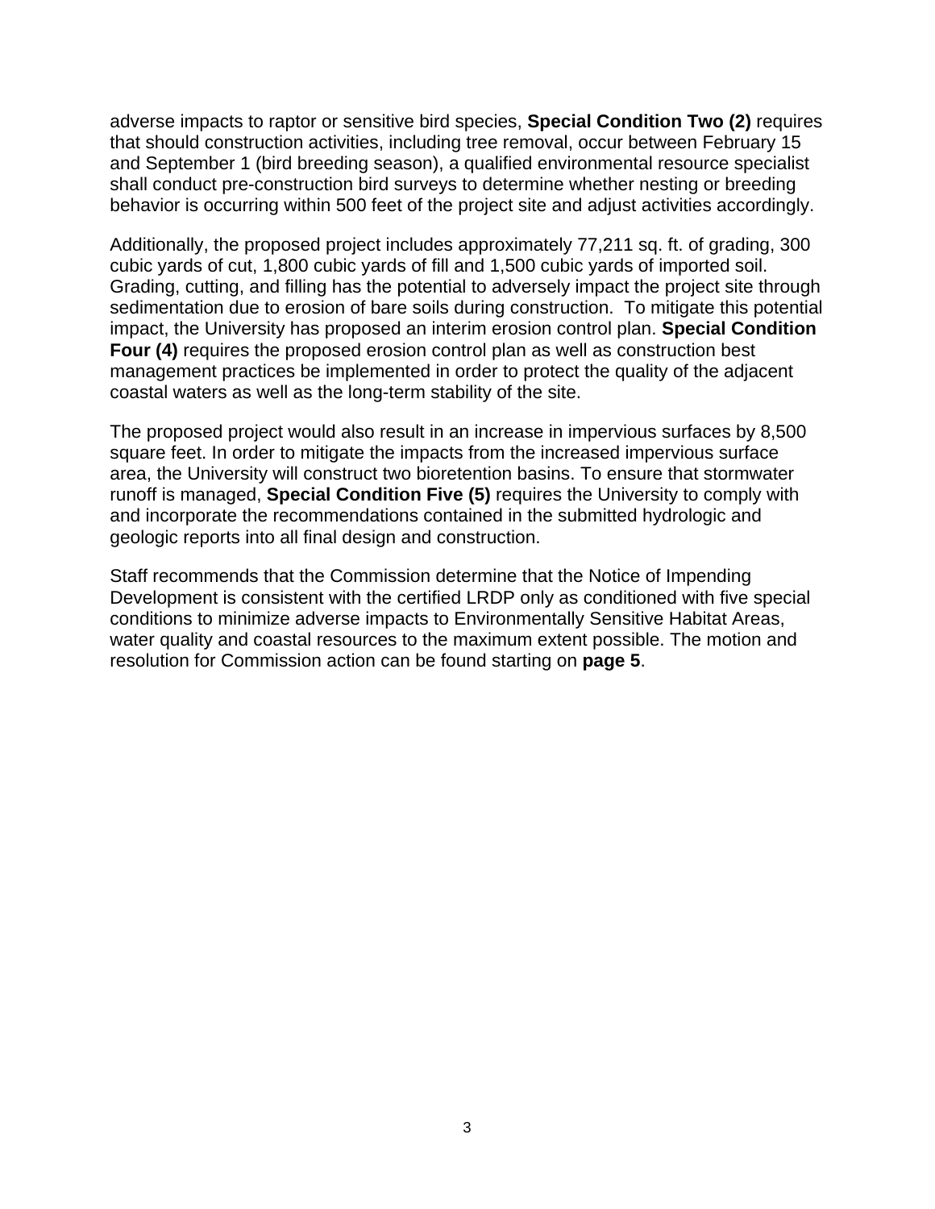adverse impacts to raptor or sensitive bird species, **Special Condition Two (2)** requires that should construction activities, including tree removal, occur between February 15 and September 1 (bird breeding season), a qualified environmental resource specialist shall conduct pre-construction bird surveys to determine whether nesting or breeding behavior is occurring within 500 feet of the project site and adjust activities accordingly.

Additionally, the proposed project includes approximately 77,211 sq. ft. of grading, 300 cubic yards of cut, 1,800 cubic yards of fill and 1,500 cubic yards of imported soil. Grading, cutting, and filling has the potential to adversely impact the project site through sedimentation due to erosion of bare soils during construction. To mitigate this potential impact, the University has proposed an interim erosion control plan. **Special Condition Four (4)** requires the proposed erosion control plan as well as construction best management practices be implemented in order to protect the quality of the adjacent coastal waters as well as the long-term stability of the site.

The proposed project would also result in an increase in impervious surfaces by 8,500 square feet. In order to mitigate the impacts from the increased impervious surface area, the University will construct two bioretention basins. To ensure that stormwater runoff is managed, **Special Condition Five (5)** requires the University to comply with and incorporate the recommendations contained in the submitted hydrologic and geologic reports into all final design and construction.

Staff recommends that the Commission determine that the Notice of Impending Development is consistent with the certified LRDP only as conditioned with five special conditions to minimize adverse impacts to Environmentally Sensitive Habitat Areas, water quality and coastal resources to the maximum extent possible. The motion and resolution for Commission action can be found starting on **page 5**.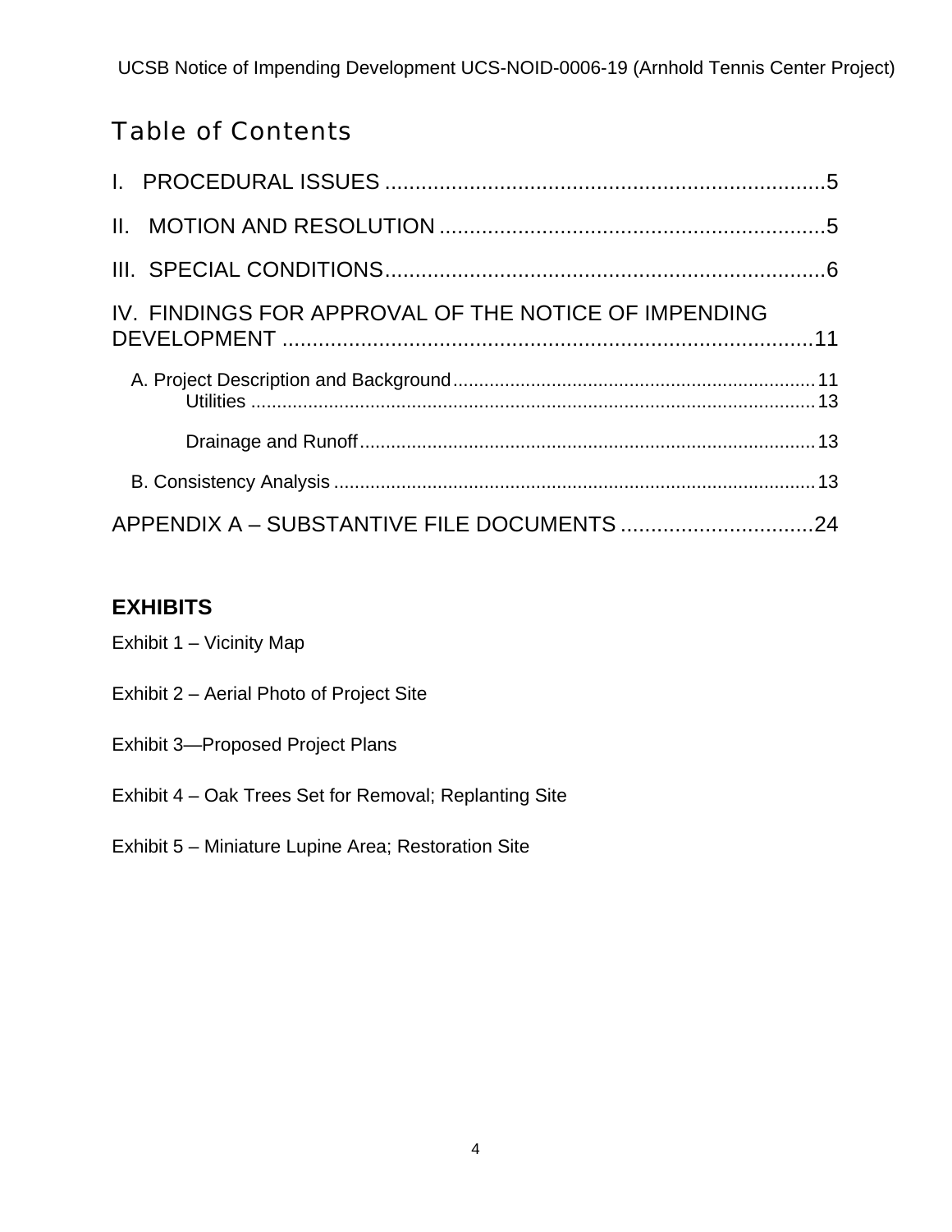# Table of Contents

I. PROCEDURAL ISSUES .......................................................................5

II. MOTION AND RESOLUTION ................................................................5

III. SPECIAL CONDITIONS.........................................................................6

IV. FINDINGS FOR APPROVAL OF THE NOTICE OF IMPENDING DEVELOPMENT ..........................................................................................11

- A. Project Description and Background ....................................................................11
  - Utilities ..........................................................................................................13
  - Drainage and Runoff .......................................................................................13
- B. Consistency Analysis ...........................................................................................13

APPENDIX A – SUBSTANTIVE FILE DOCUMENTS ................................24

## EXHIBITS

Exhibit 1 – Vicinity Map

Exhibit 2 – Aerial Photo of Project Site

Exhibit 3—Proposed Project Plans

Exhibit 4 – Oak Trees Set for Removal; Replanting Site

Exhibit 5 – Miniature Lupine Area; Restoration Site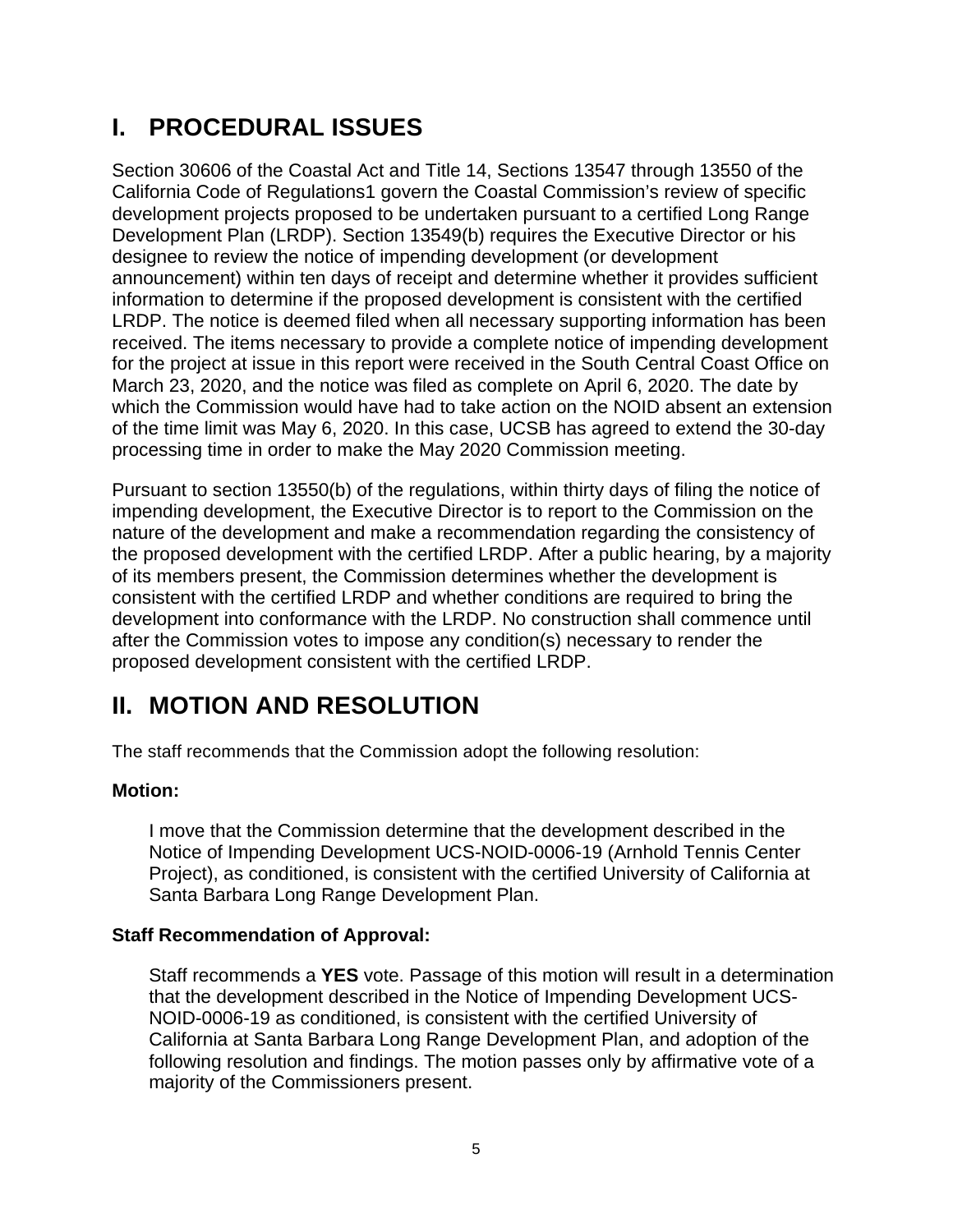# I. PROCEDURAL ISSUES

Section 30606 of the Coastal Act and Title 14, Sections 13547 through 13550 of the California Code of Regulations[1] govern the Coastal Commission's review of specific development projects proposed to be undertaken pursuant to a certified Long Range Development Plan (LRDP). Section 13549(b) requires the Executive Director or his designee to review the notice of impending development (or development announcement) within ten days of receipt and determine whether it provides sufficient information to determine if the proposed development is consistent with the certified LRDP. The notice is deemed filed when all necessary supporting information has been received. The items necessary to provide a complete notice of impending development for the project at issue in this report were received in the South Central Coast Office on March 23, 2020, and the notice was filed as complete on April 6, 2020. The date by which the Commission would have had to take action on the NOID absent an extension of the time limit was May 6, 2020. In this case, UCSB has agreed to extend the 30-day processing time in order to make the May 2020 Commission meeting.

Pursuant to section 13550(b) of the regulations, within thirty days of filing the notice of impending development, the Executive Director is to report to the Commission on the nature of the development and make a recommendation regarding the consistency of the proposed development with the certified LRDP. After a public hearing, by a majority of its members present, the Commission determines whether the development is consistent with the certified LRDP and whether conditions are required to bring the development into conformance with the LRDP. No construction shall commence until after the Commission votes to impose any condition(s) necessary to render the proposed development consistent with the certified LRDP.

# II. MOTION AND RESOLUTION

The staff recommends that the Commission adopt the following resolution:

**Motion:**

> I move that the Commission determine that the development described in the Notice of Impending Development UCS-NOID-0006-19 (Arnhold Tennis Center Project), as conditioned, is consistent with the certified University of California at Santa Barbara Long Range Development Plan.

**Staff Recommendation of Approval:**

> Staff recommends a **YES** vote. Passage of this motion will result in a determination that the development described in the Notice of Impending Development UCS-NOID-0006-19 as conditioned, is consistent with the certified University of California at Santa Barbara Long Range Development Plan, and adoption of the following resolution and findings. The motion passes only by affirmative vote of a majority of the Commissioners present.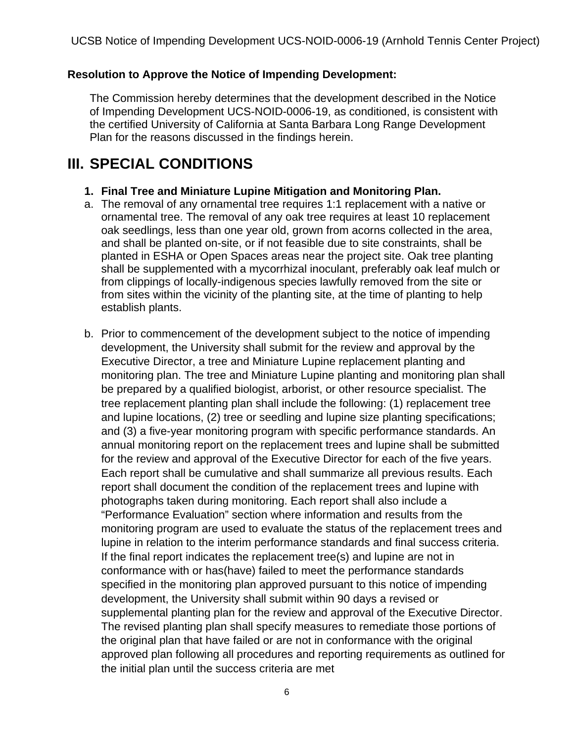**Resolution to Approve the Notice of Impending Development:**

The Commission hereby determines that the development described in the Notice of Impending Development UCS-NOID-0006-19, as conditioned, is consistent with the certified University of California at Santa Barbara Long Range Development Plan for the reasons discussed in the findings herein.

# III. SPECIAL CONDITIONS

1. **Final Tree and Miniature Lupine Mitigation and Monitoring Plan.**

a. The removal of any ornamental tree requires 1:1 replacement with a native or ornamental tree. The removal of any oak tree requires at least 10 replacement oak seedlings, less than one year old, grown from acorns collected in the area, and shall be planted on-site, or if not feasible due to site constraints, shall be planted in ESHA or Open Spaces areas near the project site. Oak tree planting shall be supplemented with a mycorrhizal inoculant, preferably oak leaf mulch or from clippings of locally-indigenous species lawfully removed from the site or from sites within the vicinity of the planting site, at the time of planting to help establish plants.

b. Prior to commencement of the development subject to the notice of impending development, the University shall submit for the review and approval by the Executive Director, a tree and Miniature Lupine replacement planting and monitoring plan. The tree and Miniature Lupine planting and monitoring plan shall be prepared by a qualified biologist, arborist, or other resource specialist. The tree replacement planting plan shall include the following: (1) replacement tree and lupine locations, (2) tree or seedling and lupine size planting specifications; and (3) a five-year monitoring program with specific performance standards. An annual monitoring report on the replacement trees and lupine shall be submitted for the review and approval of the Executive Director for each of the five years. Each report shall be cumulative and shall summarize all previous results. Each report shall document the condition of the replacement trees and lupine with photographs taken during monitoring. Each report shall also include a "Performance Evaluation" section where information and results from the monitoring program are used to evaluate the status of the replacement trees and lupine in relation to the interim performance standards and final success criteria. If the final report indicates the replacement tree(s) and lupine are not in conformance with or has(have) failed to meet the performance standards specified in the monitoring plan approved pursuant to this notice of impending development, the University shall submit within 90 days a revised or supplemental planting plan for the review and approval of the Executive Director. The revised planting plan shall specify measures to remediate those portions of the original plan that have failed or are not in conformance with the original approved plan following all procedures and reporting requirements as outlined for the initial plan until the success criteria are met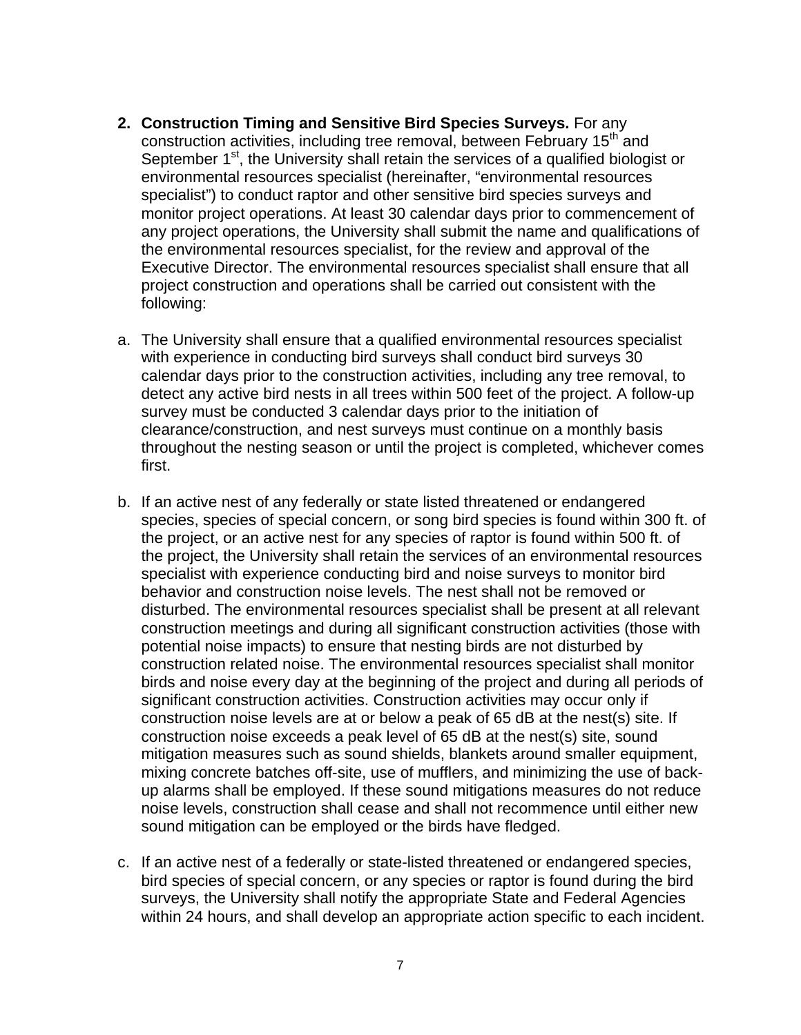2. **Construction Timing and Sensitive Bird Species Surveys.** For any construction activities, including tree removal, between February 15th and September 1st, the University shall retain the services of a qualified biologist or environmental resources specialist (hereinafter, "environmental resources specialist") to conduct raptor and other sensitive bird species surveys and monitor project operations. At least 30 calendar days prior to commencement of any project operations, the University shall submit the name and qualifications of the environmental resources specialist, for the review and approval of the Executive Director. The environmental resources specialist shall ensure that all project construction and operations shall be carried out consistent with the following:

a. The University shall ensure that a qualified environmental resources specialist with experience in conducting bird surveys shall conduct bird surveys 30 calendar days prior to the construction activities, including any tree removal, to detect any active bird nests in all trees within 500 feet of the project. A follow-up survey must be conducted 3 calendar days prior to the initiation of clearance/construction, and nest surveys must continue on a monthly basis throughout the nesting season or until the project is completed, whichever comes first.

b. If an active nest of any federally or state listed threatened or endangered species, species of special concern, or song bird species is found within 300 ft. of the project, or an active nest for any species of raptor is found within 500 ft. of the project, the University shall retain the services of an environmental resources specialist with experience conducting bird and noise surveys to monitor bird behavior and construction noise levels. The nest shall not be removed or disturbed. The environmental resources specialist shall be present at all relevant construction meetings and during all significant construction activities (those with potential noise impacts) to ensure that nesting birds are not disturbed by construction related noise. The environmental resources specialist shall monitor birds and noise every day at the beginning of the project and during all periods of significant construction activities. Construction activities may occur only if construction noise levels are at or below a peak of 65 dB at the nest(s) site. If construction noise exceeds a peak level of 65 dB at the nest(s) site, sound mitigation measures such as sound shields, blankets around smaller equipment, mixing concrete batches off-site, use of mufflers, and minimizing the use of back-up alarms shall be employed. If these sound mitigations measures do not reduce noise levels, construction shall cease and shall not recommence until either new sound mitigation can be employed or the birds have fledged.

c. If an active nest of a federally or state-listed threatened or endangered species, bird species of special concern, or any species or raptor is found during the bird surveys, the University shall notify the appropriate State and Federal Agencies within 24 hours, and shall develop an appropriate action specific to each incident.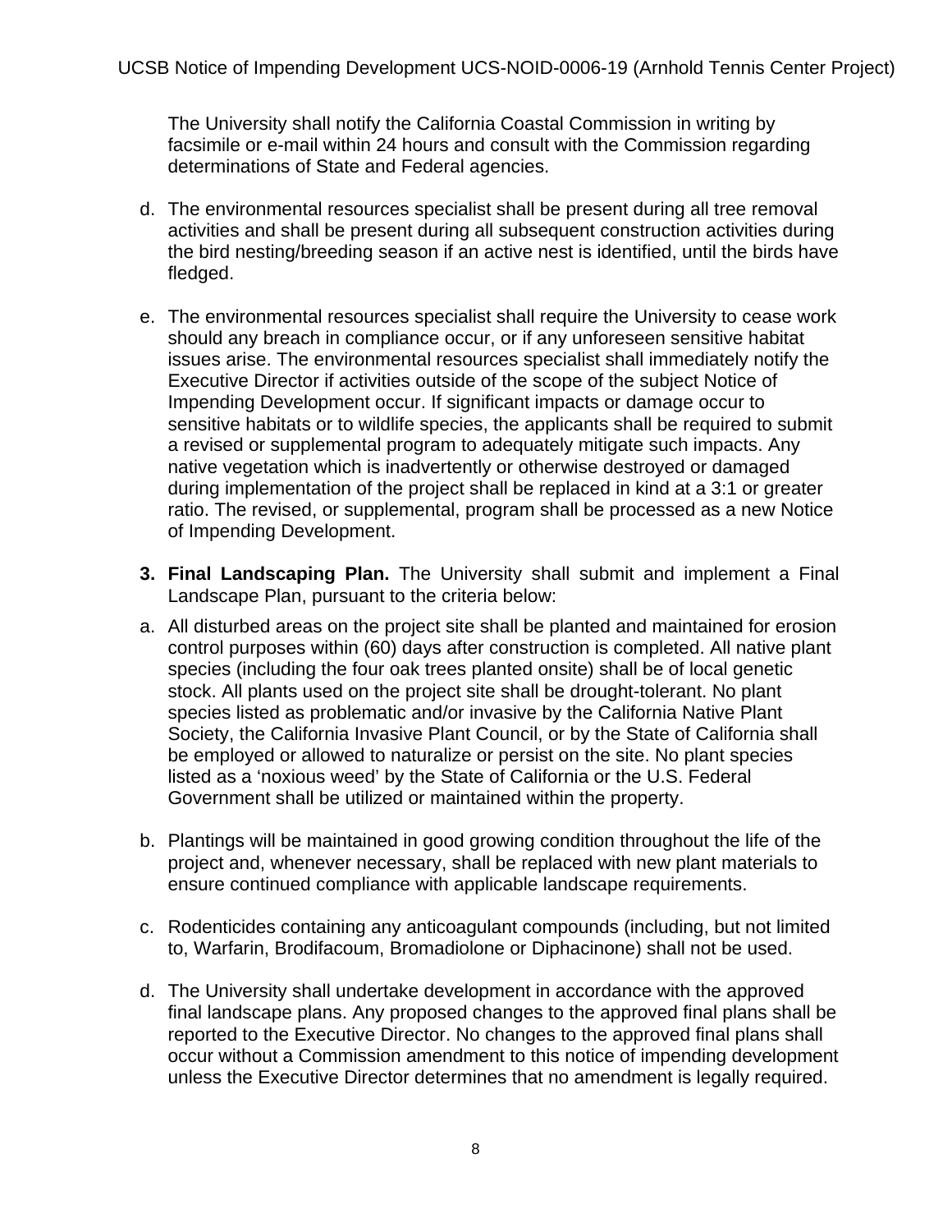The University shall notify the California Coastal Commission in writing by facsimile or e-mail within 24 hours and consult with the Commission regarding determinations of State and Federal agencies.

d. The environmental resources specialist shall be present during all tree removal activities and shall be present during all subsequent construction activities during the bird nesting/breeding season if an active nest is identified, until the birds have fledged.

e. The environmental resources specialist shall require the University to cease work should any breach in compliance occur, or if any unforeseen sensitive habitat issues arise. The environmental resources specialist shall immediately notify the Executive Director if activities outside of the scope of the subject Notice of Impending Development occur. If significant impacts or damage occur to sensitive habitats or to wildlife species, the applicants shall be required to submit a revised or supplemental program to adequately mitigate such impacts. Any native vegetation which is inadvertently or otherwise destroyed or damaged during implementation of the project shall be replaced in kind at a 3:1 or greater ratio. The revised, or supplemental, program shall be processed as a new Notice of Impending Development.

**3. Final Landscaping Plan.** The University shall submit and implement a Final Landscape Plan, pursuant to the criteria below:

a. All disturbed areas on the project site shall be planted and maintained for erosion control purposes within (60) days after construction is completed. All native plant species (including the four oak trees planted onsite) shall be of local genetic stock. All plants used on the project site shall be drought-tolerant. No plant species listed as problematic and/or invasive by the California Native Plant Society, the California Invasive Plant Council, or by the State of California shall be employed or allowed to naturalize or persist on the site. No plant species listed as a 'noxious weed' by the State of California or the U.S. Federal Government shall be utilized or maintained within the property.

b. Plantings will be maintained in good growing condition throughout the life of the project and, whenever necessary, shall be replaced with new plant materials to ensure continued compliance with applicable landscape requirements.

c. Rodenticides containing any anticoagulant compounds (including, but not limited to, Warfarin, Brodifacoum, Bromadiolone or Diphacinone) shall not be used.

d. The University shall undertake development in accordance with the approved final landscape plans. Any proposed changes to the approved final plans shall be reported to the Executive Director. No changes to the approved final plans shall occur without a Commission amendment to this notice of impending development unless the Executive Director determines that no amendment is legally required.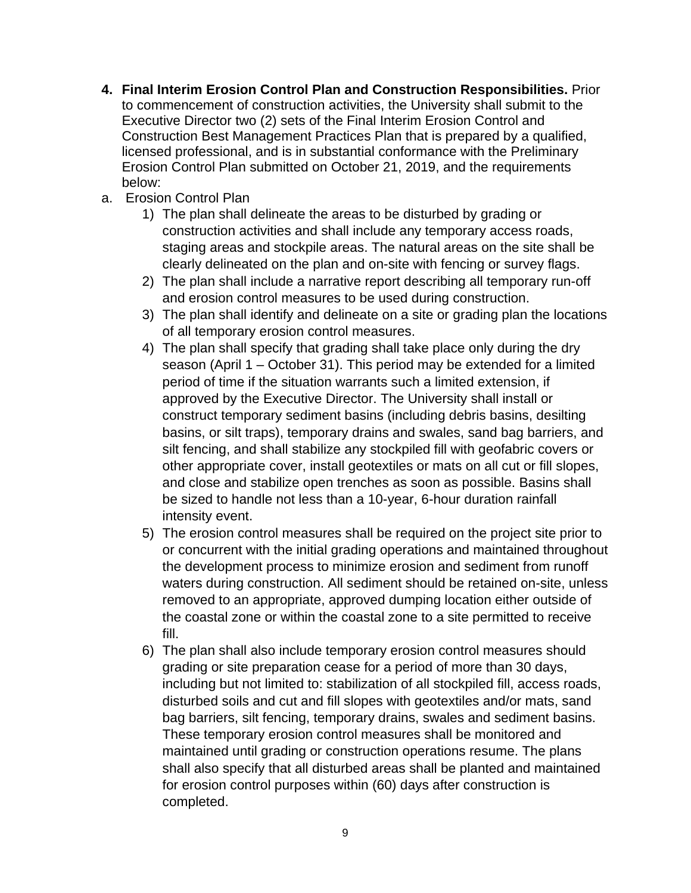4. **Final Interim Erosion Control Plan and Construction Responsibilities.** Prior to commencement of construction activities, the University shall submit to the Executive Director two (2) sets of the Final Interim Erosion Control and Construction Best Management Practices Plan that is prepared by a qualified, licensed professional, and is in substantial conformance with the Preliminary Erosion Control Plan submitted on October 21, 2019, and the requirements below:

a. Erosion Control Plan

   1) The plan shall delineate the areas to be disturbed by grading or construction activities and shall include any temporary access roads, staging areas and stockpile areas. The natural areas on the site shall be clearly delineated on the plan and on-site with fencing or survey flags.
   2) The plan shall include a narrative report describing all temporary run-off and erosion control measures to be used during construction.
   3) The plan shall identify and delineate on a site or grading plan the locations of all temporary erosion control measures.
   4) The plan shall specify that grading shall take place only during the dry season (April 1 – October 31). This period may be extended for a limited period of time if the situation warrants such a limited extension, if approved by the Executive Director. The University shall install or construct temporary sediment basins (including debris basins, desilting basins, or silt traps), temporary drains and swales, sand bag barriers, and silt fencing, and shall stabilize any stockpiled fill with geofabric covers or other appropriate cover, install geotextiles or mats on all cut or fill slopes, and close and stabilize open trenches as soon as possible. Basins shall be sized to handle not less than a 10-year, 6-hour duration rainfall intensity event.
   5) The erosion control measures shall be required on the project site prior to or concurrent with the initial grading operations and maintained throughout the development process to minimize erosion and sediment from runoff waters during construction. All sediment should be retained on-site, unless removed to an appropriate, approved dumping location either outside of the coastal zone or within the coastal zone to a site permitted to receive fill.
   6) The plan shall also include temporary erosion control measures should grading or site preparation cease for a period of more than 30 days, including but not limited to: stabilization of all stockpiled fill, access roads, disturbed soils and cut and fill slopes with geotextiles and/or mats, sand bag barriers, silt fencing, temporary drains, swales and sediment basins. These temporary erosion control measures shall be monitored and maintained until grading or construction operations resume. The plans shall also specify that all disturbed areas shall be planted and maintained for erosion control purposes within (60) days after construction is completed.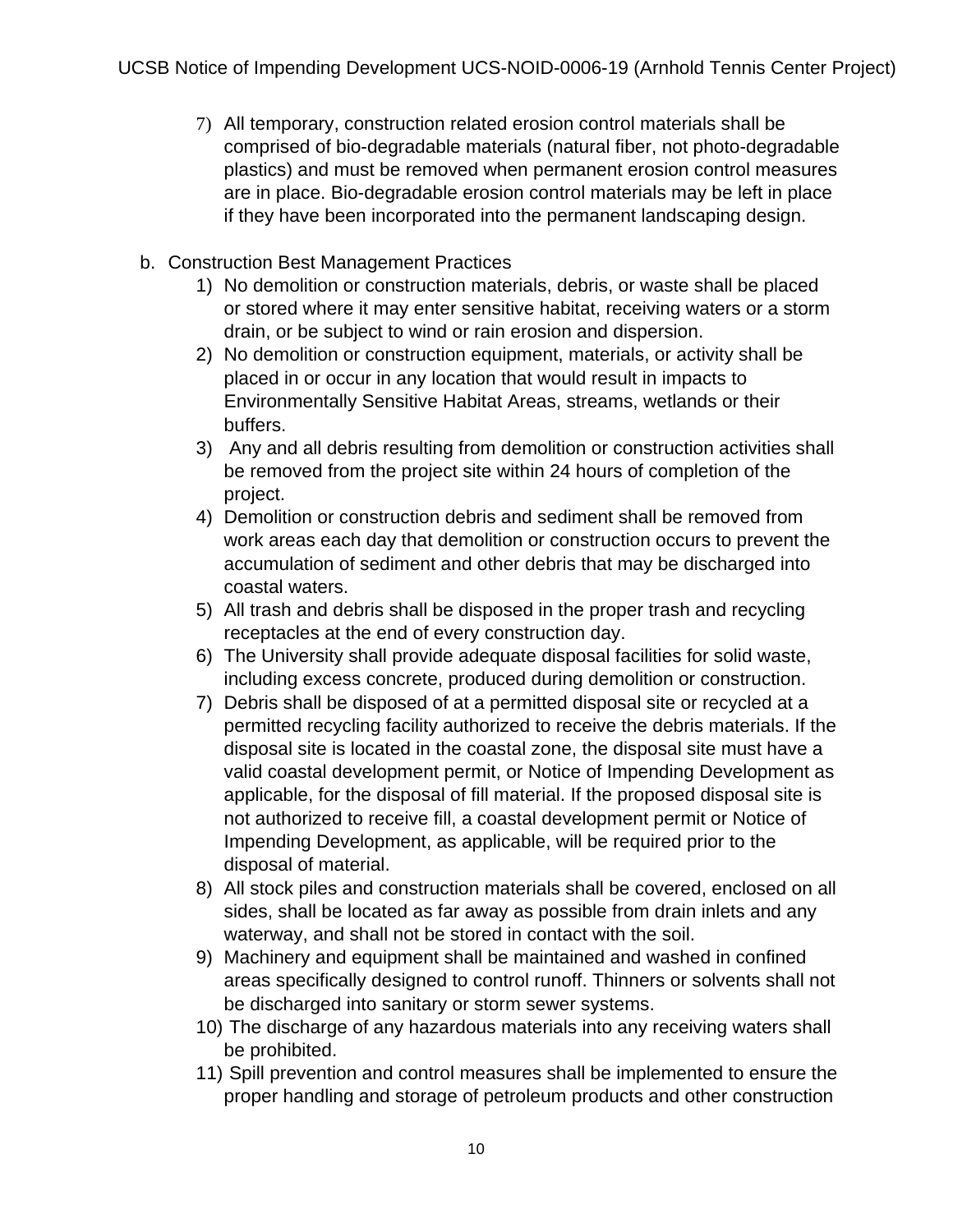7) All temporary, construction related erosion control materials shall be comprised of bio-degradable materials (natural fiber, not photo-degradable plastics) and must be removed when permanent erosion control measures are in place. Bio-degradable erosion control materials may be left in place if they have been incorporated into the permanent landscaping design.

b. Construction Best Management Practices

1) No demolition or construction materials, debris, or waste shall be placed or stored where it may enter sensitive habitat, receiving waters or a storm drain, or be subject to wind or rain erosion and dispersion.
2) No demolition or construction equipment, materials, or activity shall be placed in or occur in any location that would result in impacts to Environmentally Sensitive Habitat Areas, streams, wetlands or their buffers.
3) Any and all debris resulting from demolition or construction activities shall be removed from the project site within 24 hours of completion of the project.
4) Demolition or construction debris and sediment shall be removed from work areas each day that demolition or construction occurs to prevent the accumulation of sediment and other debris that may be discharged into coastal waters.
5) All trash and debris shall be disposed in the proper trash and recycling receptacles at the end of every construction day.
6) The University shall provide adequate disposal facilities for solid waste, including excess concrete, produced during demolition or construction.
7) Debris shall be disposed of at a permitted disposal site or recycled at a permitted recycling facility authorized to receive the debris materials. If the disposal site is located in the coastal zone, the disposal site must have a valid coastal development permit, or Notice of Impending Development as applicable, for the disposal of fill material. If the proposed disposal site is not authorized to receive fill, a coastal development permit or Notice of Impending Development, as applicable, will be required prior to the disposal of material.
8) All stock piles and construction materials shall be covered, enclosed on all sides, shall be located as far away as possible from drain inlets and any waterway, and shall not be stored in contact with the soil.
9) Machinery and equipment shall be maintained and washed in confined areas specifically designed to control runoff. Thinners or solvents shall not be discharged into sanitary or storm sewer systems.
10) The discharge of any hazardous materials into any receiving waters shall be prohibited.
11) Spill prevention and control measures shall be implemented to ensure the proper handling and storage of petroleum products and other construction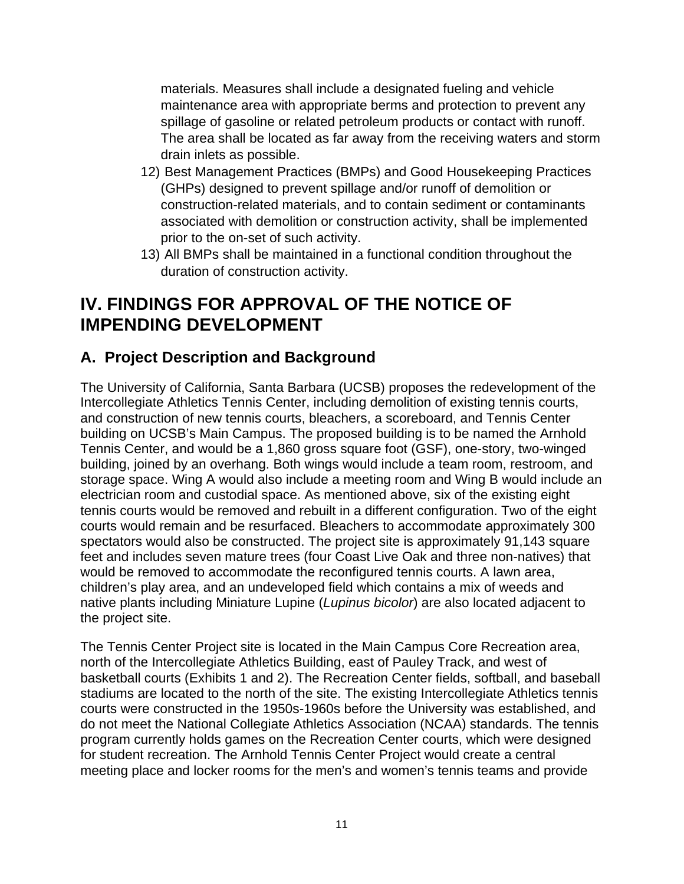materials. Measures shall include a designated fueling and vehicle maintenance area with appropriate berms and protection to prevent any spillage of gasoline or related petroleum products or contact with runoff. The area shall be located as far away from the receiving waters and storm drain inlets as possible.

12) Best Management Practices (BMPs) and Good Housekeeping Practices (GHPs) designed to prevent spillage and/or runoff of demolition or construction-related materials, and to contain sediment or contaminants associated with demolition or construction activity, shall be implemented prior to the on-set of such activity.
13) All BMPs shall be maintained in a functional condition throughout the duration of construction activity.

# IV. FINDINGS FOR APPROVAL OF THE NOTICE OF IMPENDING DEVELOPMENT

## A. Project Description and Background

The University of California, Santa Barbara (UCSB) proposes the redevelopment of the Intercollegiate Athletics Tennis Center, including demolition of existing tennis courts, and construction of new tennis courts, bleachers, a scoreboard, and Tennis Center building on UCSB's Main Campus. The proposed building is to be named the Arnhold Tennis Center, and would be a 1,860 gross square foot (GSF), one-story, two-winged building, joined by an overhang. Both wings would include a team room, restroom, and storage space. Wing A would also include a meeting room and Wing B would include an electrician room and custodial space. As mentioned above, six of the existing eight tennis courts would be removed and rebuilt in a different configuration. Two of the eight courts would remain and be resurfaced. Bleachers to accommodate approximately 300 spectators would also be constructed. The project site is approximately 91,143 square feet and includes seven mature trees (four Coast Live Oak and three non-natives) that would be removed to accommodate the reconfigured tennis courts. A lawn area, children's play area, and an undeveloped field which contains a mix of weeds and native plants including Miniature Lupine (*Lupinus bicolor*) are also located adjacent to the project site.

The Tennis Center Project site is located in the Main Campus Core Recreation area, north of the Intercollegiate Athletics Building, east of Pauley Track, and west of basketball courts (Exhibits 1 and 2). The Recreation Center fields, softball, and baseball stadiums are located to the north of the site. The existing Intercollegiate Athletics tennis courts were constructed in the 1950s-1960s before the University was established, and do not meet the National Collegiate Athletics Association (NCAA) standards. The tennis program currently holds games on the Recreation Center courts, which were designed for student recreation. The Arnhold Tennis Center Project would create a central meeting place and locker rooms for the men's and women's tennis teams and provide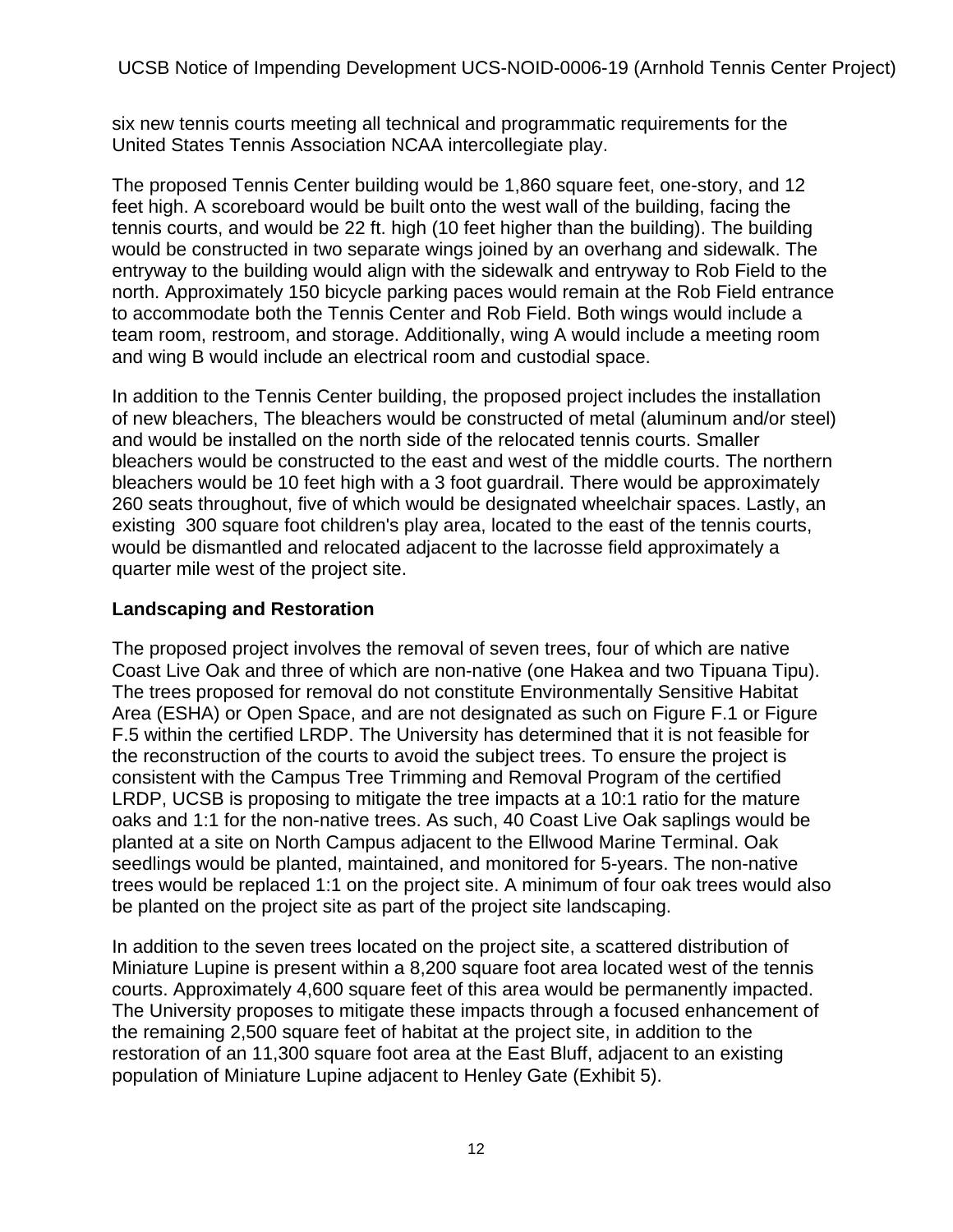six new tennis courts meeting all technical and programmatic requirements for the United States Tennis Association NCAA intercollegiate play.

The proposed Tennis Center building would be 1,860 square feet, one-story, and 12 feet high. A scoreboard would be built onto the west wall of the building, facing the tennis courts, and would be 22 ft. high (10 feet higher than the building). The building would be constructed in two separate wings joined by an overhang and sidewalk. The entryway to the building would align with the sidewalk and entryway to Rob Field to the north. Approximately 150 bicycle parking paces would remain at the Rob Field entrance to accommodate both the Tennis Center and Rob Field. Both wings would include a team room, restroom, and storage. Additionally, wing A would include a meeting room and wing B would include an electrical room and custodial space.

In addition to the Tennis Center building, the proposed project includes the installation of new bleachers, The bleachers would be constructed of metal (aluminum and/or steel) and would be installed on the north side of the relocated tennis courts. Smaller bleachers would be constructed to the east and west of the middle courts. The northern bleachers would be 10 feet high with a 3 foot guardrail. There would be approximately 260 seats throughout, five of which would be designated wheelchair spaces. Lastly, an existing 300 square foot children's play area, located to the east of the tennis courts, would be dismantled and relocated adjacent to the lacrosse field approximately a quarter mile west of the project site.

**Landscaping and Restoration**

The proposed project involves the removal of seven trees, four of which are native Coast Live Oak and three of which are non-native (one Hakea and two Tipuana Tipu). The trees proposed for removal do not constitute Environmentally Sensitive Habitat Area (ESHA) or Open Space, and are not designated as such on Figure F.1 or Figure F.5 within the certified LRDP. The University has determined that it is not feasible for the reconstruction of the courts to avoid the subject trees. To ensure the project is consistent with the Campus Tree Trimming and Removal Program of the certified LRDP, UCSB is proposing to mitigate the tree impacts at a 10:1 ratio for the mature oaks and 1:1 for the non-native trees. As such, 40 Coast Live Oak saplings would be planted at a site on North Campus adjacent to the Ellwood Marine Terminal. Oak seedlings would be planted, maintained, and monitored for 5-years. The non-native trees would be replaced 1:1 on the project site. A minimum of four oak trees would also be planted on the project site as part of the project site landscaping.

In addition to the seven trees located on the project site, a scattered distribution of Miniature Lupine is present within a 8,200 square foot area located west of the tennis courts. Approximately 4,600 square feet of this area would be permanently impacted. The University proposes to mitigate these impacts through a focused enhancement of the remaining 2,500 square feet of habitat at the project site, in addition to the restoration of an 11,300 square foot area at the East Bluff, adjacent to an existing population of Miniature Lupine adjacent to Henley Gate (Exhibit 5).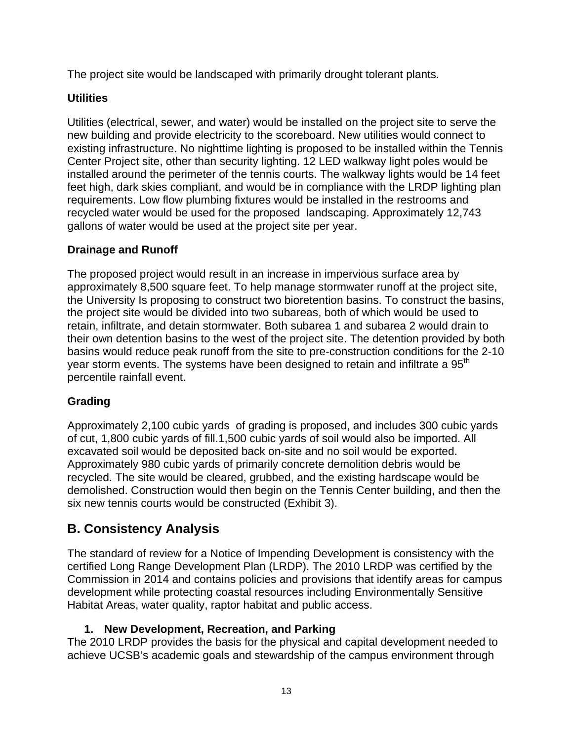The project site would be landscaped with primarily drought tolerant plants.

**Utilities**

Utilities (electrical, sewer, and water) would be installed on the project site to serve the new building and provide electricity to the scoreboard. New utilities would connect to existing infrastructure. No nighttime lighting is proposed to be installed within the Tennis Center Project site, other than security lighting. 12 LED walkway light poles would be installed around the perimeter of the tennis courts. The walkway lights would be 14 feet feet high, dark skies compliant, and would be in compliance with the LRDP lighting plan requirements. Low flow plumbing fixtures would be installed in the restrooms and recycled water would be used for the proposed landscaping. Approximately 12,743 gallons of water would be used at the project site per year.

**Drainage and Runoff**

The proposed project would result in an increase in impervious surface area by approximately 8,500 square feet. To help manage stormwater runoff at the project site, the University Is proposing to construct two bioretention basins. To construct the basins, the project site would be divided into two subareas, both of which would be used to retain, infiltrate, and detain stormwater. Both subarea 1 and subarea 2 would drain to their own detention basins to the west of the project site. The detention provided by both basins would reduce peak runoff from the site to pre-construction conditions for the 2-10 year storm events. The systems have been designed to retain and infiltrate a 95th percentile rainfall event.

**Grading**

Approximately 2,100 cubic yards of grading is proposed, and includes 300 cubic yards of cut, 1,800 cubic yards of fill.1,500 cubic yards of soil would also be imported. All excavated soil would be deposited back on-site and no soil would be exported. Approximately 980 cubic yards of primarily concrete demolition debris would be recycled. The site would be cleared, grubbed, and the existing hardscape would be demolished. Construction would then begin on the Tennis Center building, and then the six new tennis courts would be constructed (Exhibit 3).

## B. Consistency Analysis

The standard of review for a Notice of Impending Development is consistency with the certified Long Range Development Plan (LRDP). The 2010 LRDP was certified by the Commission in 2014 and contains policies and provisions that identify areas for campus development while protecting coastal resources including Environmentally Sensitive Habitat Areas, water quality, raptor habitat and public access.

### 1. New Development, Recreation, and Parking

The 2010 LRDP provides the basis for the physical and capital development needed to achieve UCSB's academic goals and stewardship of the campus environment through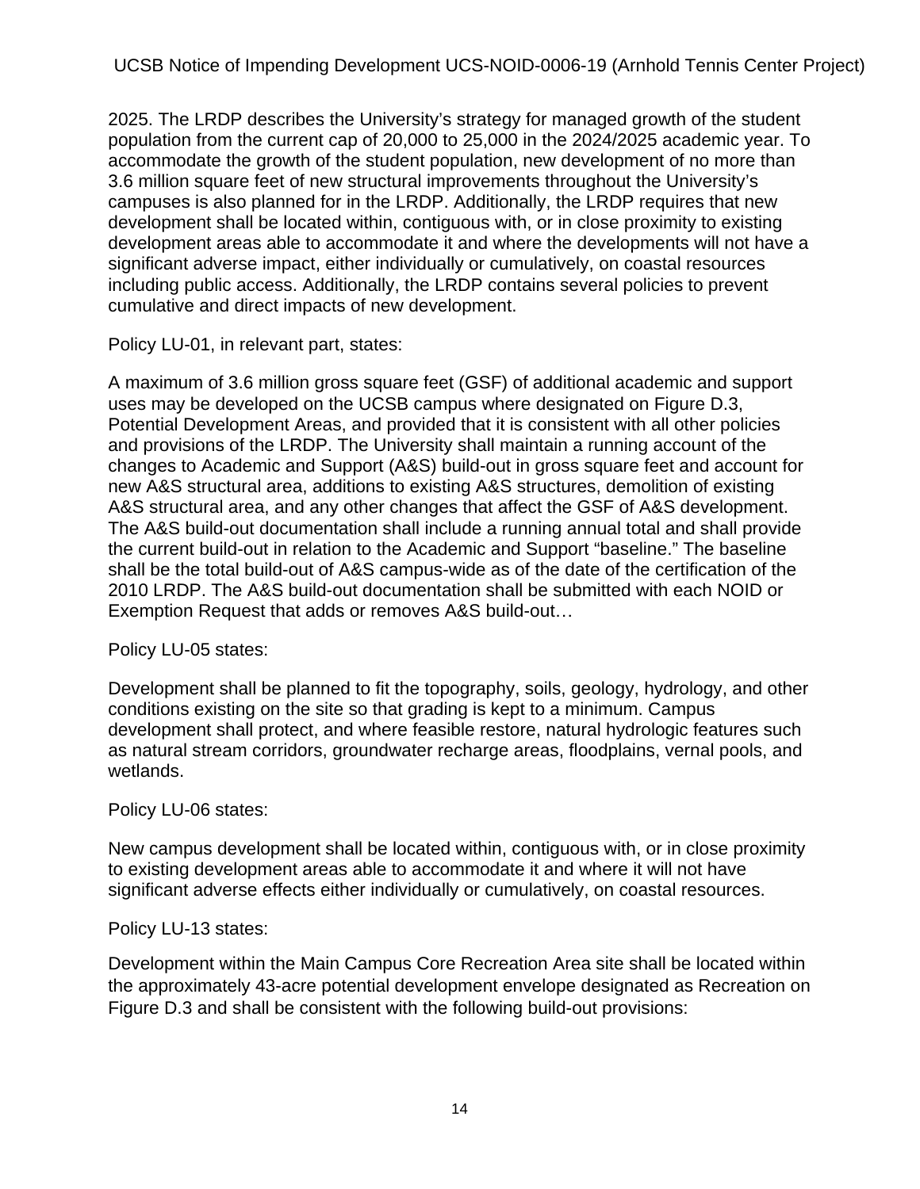2025. The LRDP describes the University's strategy for managed growth of the student population from the current cap of 20,000 to 25,000 in the 2024/2025 academic year. To accommodate the growth of the student population, new development of no more than 3.6 million square feet of new structural improvements throughout the University's campuses is also planned for in the LRDP. Additionally, the LRDP requires that new development shall be located within, contiguous with, or in close proximity to existing development areas able to accommodate it and where the developments will not have a significant adverse impact, either individually or cumulatively, on coastal resources including public access. Additionally, the LRDP contains several policies to prevent cumulative and direct impacts of new development.

Policy LU-01, in relevant part, states:

A maximum of 3.6 million gross square feet (GSF) of additional academic and support uses may be developed on the UCSB campus where designated on Figure D.3, Potential Development Areas, and provided that it is consistent with all other policies and provisions of the LRDP. The University shall maintain a running account of the changes to Academic and Support (A&S) build-out in gross square feet and account for new A&S structural area, additions to existing A&S structures, demolition of existing A&S structural area, and any other changes that affect the GSF of A&S development. The A&S build-out documentation shall include a running annual total and shall provide the current build-out in relation to the Academic and Support "baseline." The baseline shall be the total build-out of A&S campus-wide as of the date of the certification of the 2010 LRDP. The A&S build-out documentation shall be submitted with each NOID or Exemption Request that adds or removes A&S build-out…

Policy LU-05 states:

Development shall be planned to fit the topography, soils, geology, hydrology, and other conditions existing on the site so that grading is kept to a minimum. Campus development shall protect, and where feasible restore, natural hydrologic features such as natural stream corridors, groundwater recharge areas, floodplains, vernal pools, and wetlands.

Policy LU-06 states:

New campus development shall be located within, contiguous with, or in close proximity to existing development areas able to accommodate it and where it will not have significant adverse effects either individually or cumulatively, on coastal resources.

Policy LU-13 states:

Development within the Main Campus Core Recreation Area site shall be located within the approximately 43-acre potential development envelope designated as Recreation on Figure D.3 and shall be consistent with the following build-out provisions: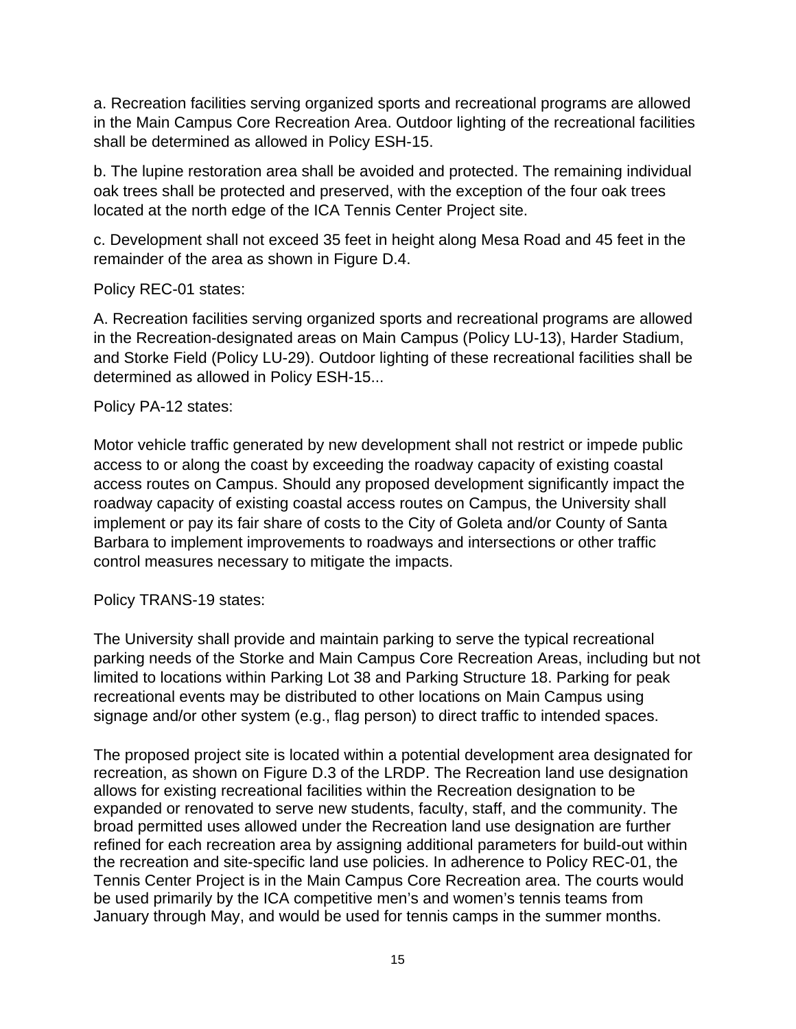a. Recreation facilities serving organized sports and recreational programs are allowed in the Main Campus Core Recreation Area. Outdoor lighting of the recreational facilities shall be determined as allowed in Policy ESH-15.

b. The lupine restoration area shall be avoided and protected. The remaining individual oak trees shall be protected and preserved, with the exception of the four oak trees located at the north edge of the ICA Tennis Center Project site.

c. Development shall not exceed 35 feet in height along Mesa Road and 45 feet in the remainder of the area as shown in Figure D.4.

Policy REC-01 states:

A. Recreation facilities serving organized sports and recreational programs are allowed in the Recreation-designated areas on Main Campus (Policy LU-13), Harder Stadium, and Storke Field (Policy LU-29). Outdoor lighting of these recreational facilities shall be determined as allowed in Policy ESH-15...

Policy PA-12 states:

Motor vehicle traffic generated by new development shall not restrict or impede public access to or along the coast by exceeding the roadway capacity of existing coastal access routes on Campus. Should any proposed development significantly impact the roadway capacity of existing coastal access routes on Campus, the University shall implement or pay its fair share of costs to the City of Goleta and/or County of Santa Barbara to implement improvements to roadways and intersections or other traffic control measures necessary to mitigate the impacts.

Policy TRANS-19 states:

The University shall provide and maintain parking to serve the typical recreational parking needs of the Storke and Main Campus Core Recreation Areas, including but not limited to locations within Parking Lot 38 and Parking Structure 18. Parking for peak recreational events may be distributed to other locations on Main Campus using signage and/or other system (e.g., flag person) to direct traffic to intended spaces.

The proposed project site is located within a potential development area designated for recreation, as shown on Figure D.3 of the LRDP. The Recreation land use designation allows for existing recreational facilities within the Recreation designation to be expanded or renovated to serve new students, faculty, staff, and the community. The broad permitted uses allowed under the Recreation land use designation are further refined for each recreation area by assigning additional parameters for build-out within the recreation and site-specific land use policies. In adherence to Policy REC-01, the Tennis Center Project is in the Main Campus Core Recreation area. The courts would be used primarily by the ICA competitive men's and women's tennis teams from January through May, and would be used for tennis camps in the summer months.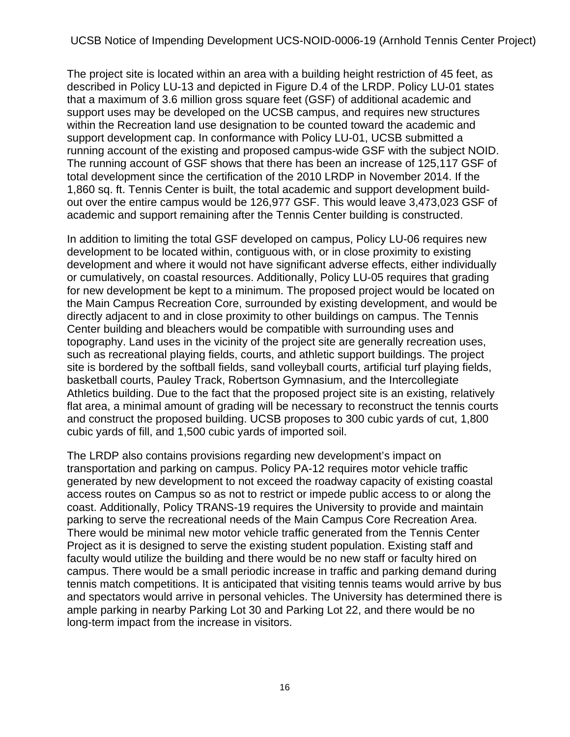The project site is located within an area with a building height restriction of 45 feet, as described in Policy LU-13 and depicted in Figure D.4 of the LRDP. Policy LU-01 states that a maximum of 3.6 million gross square feet (GSF) of additional academic and support uses may be developed on the UCSB campus, and requires new structures within the Recreation land use designation to be counted toward the academic and support development cap. In conformance with Policy LU-01, UCSB submitted a running account of the existing and proposed campus-wide GSF with the subject NOID. The running account of GSF shows that there has been an increase of 125,117 GSF of total development since the certification of the 2010 LRDP in November 2014. If the 1,860 sq. ft. Tennis Center is built, the total academic and support development build-out over the entire campus would be 126,977 GSF. This would leave 3,473,023 GSF of academic and support remaining after the Tennis Center building is constructed.

In addition to limiting the total GSF developed on campus, Policy LU-06 requires new development to be located within, contiguous with, or in close proximity to existing development and where it would not have significant adverse effects, either individually or cumulatively, on coastal resources. Additionally, Policy LU-05 requires that grading for new development be kept to a minimum. The proposed project would be located on the Main Campus Recreation Core, surrounded by existing development, and would be directly adjacent to and in close proximity to other buildings on campus. The Tennis Center building and bleachers would be compatible with surrounding uses and topography. Land uses in the vicinity of the project site are generally recreation uses, such as recreational playing fields, courts, and athletic support buildings. The project site is bordered by the softball fields, sand volleyball courts, artificial turf playing fields, basketball courts, Pauley Track, Robertson Gymnasium, and the Intercollegiate Athletics building. Due to the fact that the proposed project site is an existing, relatively flat area, a minimal amount of grading will be necessary to reconstruct the tennis courts and construct the proposed building. UCSB proposes to 300 cubic yards of cut, 1,800 cubic yards of fill, and 1,500 cubic yards of imported soil.

The LRDP also contains provisions regarding new development's impact on transportation and parking on campus. Policy PA-12 requires motor vehicle traffic generated by new development to not exceed the roadway capacity of existing coastal access routes on Campus so as not to restrict or impede public access to or along the coast. Additionally, Policy TRANS-19 requires the University to provide and maintain parking to serve the recreational needs of the Main Campus Core Recreation Area. There would be minimal new motor vehicle traffic generated from the Tennis Center Project as it is designed to serve the existing student population. Existing staff and faculty would utilize the building and there would be no new staff or faculty hired on campus. There would be a small periodic increase in traffic and parking demand during tennis match competitions. It is anticipated that visiting tennis teams would arrive by bus and spectators would arrive in personal vehicles. The University has determined there is ample parking in nearby Parking Lot 30 and Parking Lot 22, and there would be no long-term impact from the increase in visitors.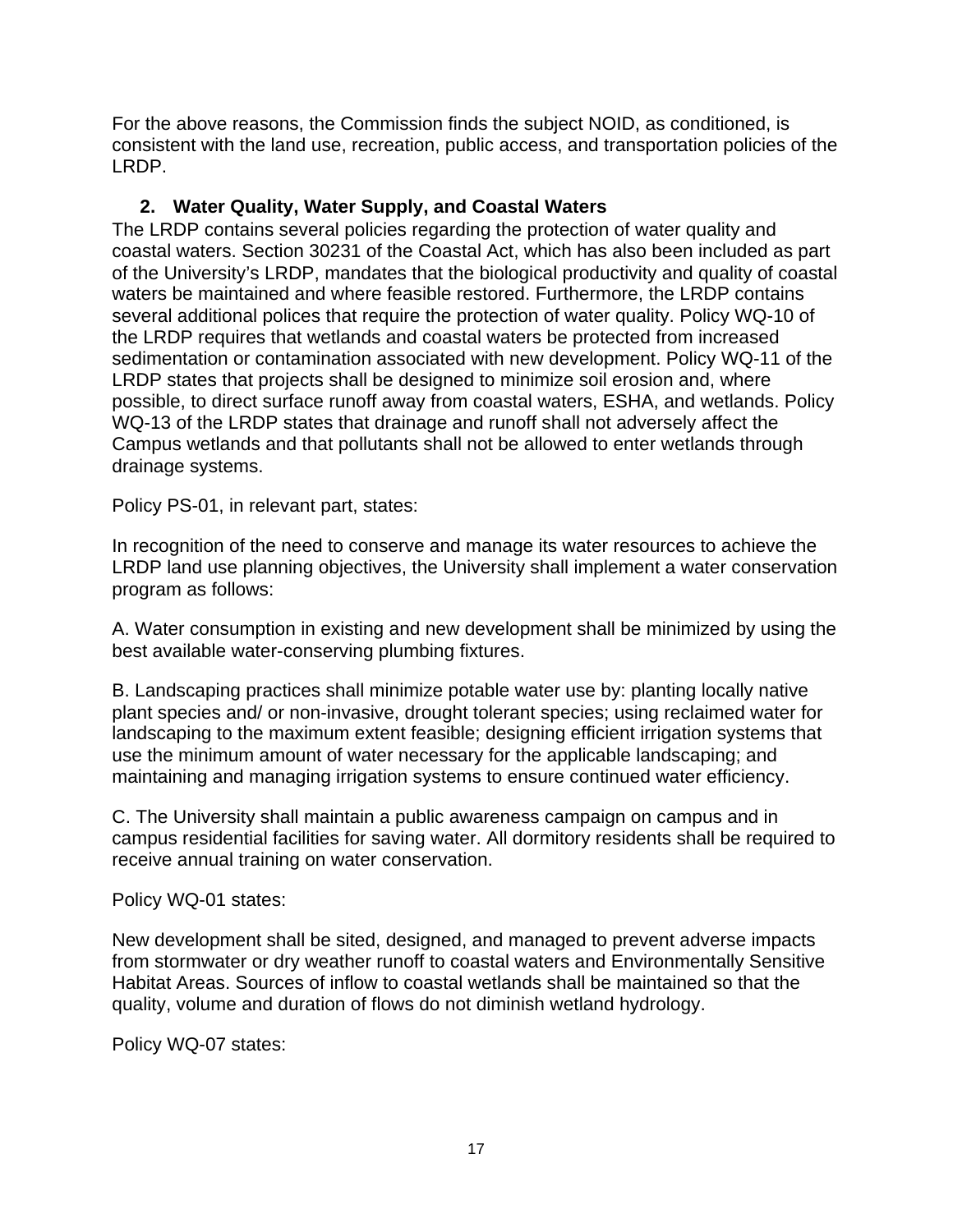For the above reasons, the Commission finds the subject NOID, as conditioned, is consistent with the land use, recreation, public access, and transportation policies of the LRDP.

### 2. Water Quality, Water Supply, and Coastal Waters

The LRDP contains several policies regarding the protection of water quality and coastal waters. Section 30231 of the Coastal Act, which has also been included as part of the University's LRDP, mandates that the biological productivity and quality of coastal waters be maintained and where feasible restored. Furthermore, the LRDP contains several additional polices that require the protection of water quality. Policy WQ-10 of the LRDP requires that wetlands and coastal waters be protected from increased sedimentation or contamination associated with new development. Policy WQ-11 of the LRDP states that projects shall be designed to minimize soil erosion and, where possible, to direct surface runoff away from coastal waters, ESHA, and wetlands. Policy WQ-13 of the LRDP states that drainage and runoff shall not adversely affect the Campus wetlands and that pollutants shall not be allowed to enter wetlands through drainage systems.

Policy PS-01, in relevant part, states:

In recognition of the need to conserve and manage its water resources to achieve the LRDP land use planning objectives, the University shall implement a water conservation program as follows:

A. Water consumption in existing and new development shall be minimized by using the best available water-conserving plumbing fixtures.

B. Landscaping practices shall minimize potable water use by: planting locally native plant species and/ or non-invasive, drought tolerant species; using reclaimed water for landscaping to the maximum extent feasible; designing efficient irrigation systems that use the minimum amount of water necessary for the applicable landscaping; and maintaining and managing irrigation systems to ensure continued water efficiency.

C. The University shall maintain a public awareness campaign on campus and in campus residential facilities for saving water. All dormitory residents shall be required to receive annual training on water conservation.

Policy WQ-01 states:

New development shall be sited, designed, and managed to prevent adverse impacts from stormwater or dry weather runoff to coastal waters and Environmentally Sensitive Habitat Areas. Sources of inflow to coastal wetlands shall be maintained so that the quality, volume and duration of flows do not diminish wetland hydrology.

Policy WQ-07 states: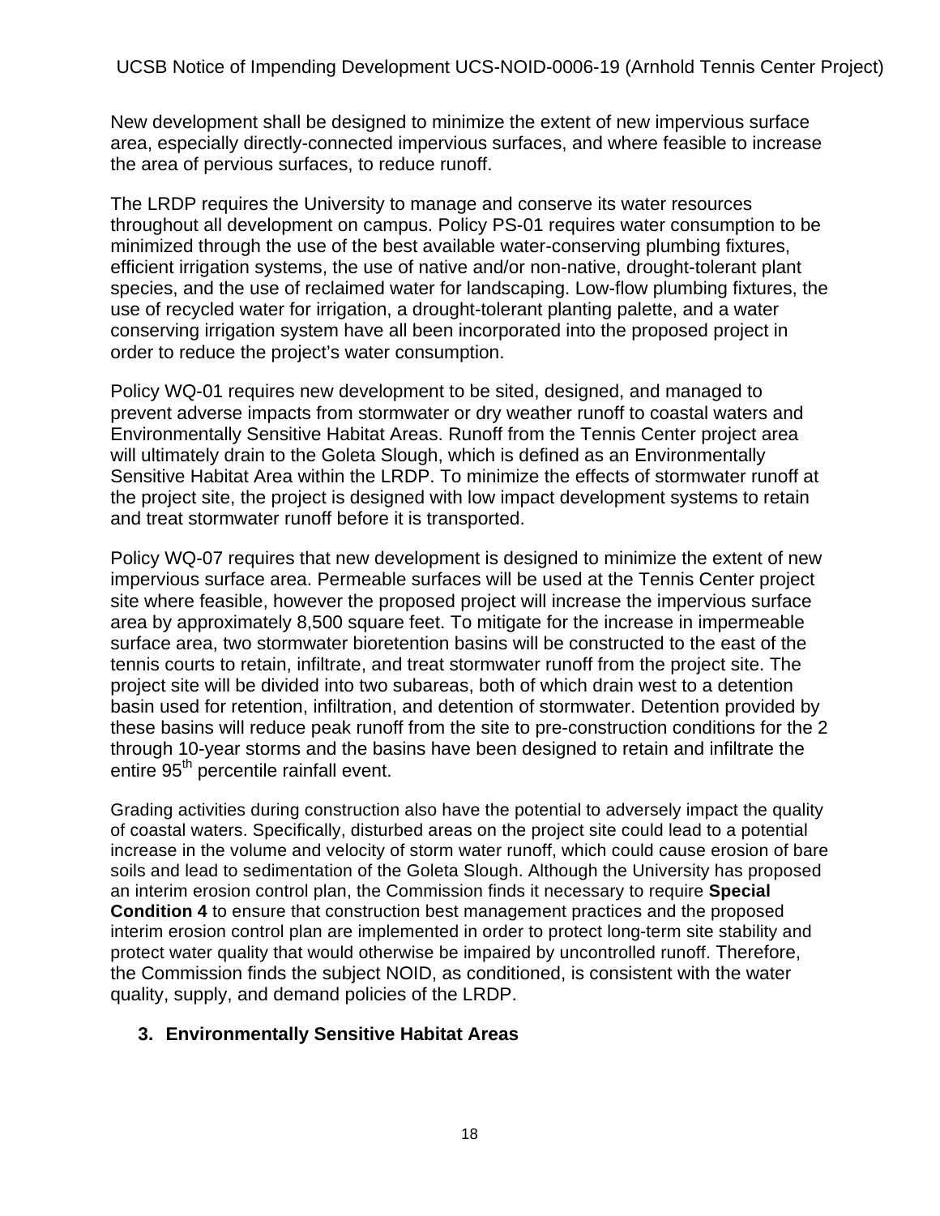New development shall be designed to minimize the extent of new impervious surface area, especially directly-connected impervious surfaces, and where feasible to increase the area of pervious surfaces, to reduce runoff.

The LRDP requires the University to manage and conserve its water resources throughout all development on campus. Policy PS-01 requires water consumption to be minimized through the use of the best available water-conserving plumbing fixtures, efficient irrigation systems, the use of native and/or non-native, drought-tolerant plant species, and the use of reclaimed water for landscaping. Low-flow plumbing fixtures, the use of recycled water for irrigation, a drought-tolerant planting palette, and a water conserving irrigation system have all been incorporated into the proposed project in order to reduce the project's water consumption.

Policy WQ-01 requires new development to be sited, designed, and managed to prevent adverse impacts from stormwater or dry weather runoff to coastal waters and Environmentally Sensitive Habitat Areas. Runoff from the Tennis Center project area will ultimately drain to the Goleta Slough, which is defined as an Environmentally Sensitive Habitat Area within the LRDP. To minimize the effects of stormwater runoff at the project site, the project is designed with low impact development systems to retain and treat stormwater runoff before it is transported.

Policy WQ-07 requires that new development is designed to minimize the extent of new impervious surface area. Permeable surfaces will be used at the Tennis Center project site where feasible, however the proposed project will increase the impervious surface area by approximately 8,500 square feet. To mitigate for the increase in impermeable surface area, two stormwater bioretention basins will be constructed to the east of the tennis courts to retain, infiltrate, and treat stormwater runoff from the project site. The project site will be divided into two subareas, both of which drain west to a detention basin used for retention, infiltration, and detention of stormwater. Detention provided by these basins will reduce peak runoff from the site to pre-construction conditions for the 2 through 10-year storms and the basins have been designed to retain and infiltrate the entire 95th percentile rainfall event.

Grading activities during construction also have the potential to adversely impact the quality of coastal waters. Specifically, disturbed areas on the project site could lead to a potential increase in the volume and velocity of storm water runoff, which could cause erosion of bare soils and lead to sedimentation of the Goleta Slough. Although the University has proposed an interim erosion control plan, the Commission finds it necessary to require **Special Condition 4** to ensure that construction best management practices and the proposed interim erosion control plan are implemented in order to protect long-term site stability and protect water quality that would otherwise be impaired by uncontrolled runoff. Therefore, the Commission finds the subject NOID, as conditioned, is consistent with the water quality, supply, and demand policies of the LRDP.

### 3. Environmentally Sensitive Habitat Areas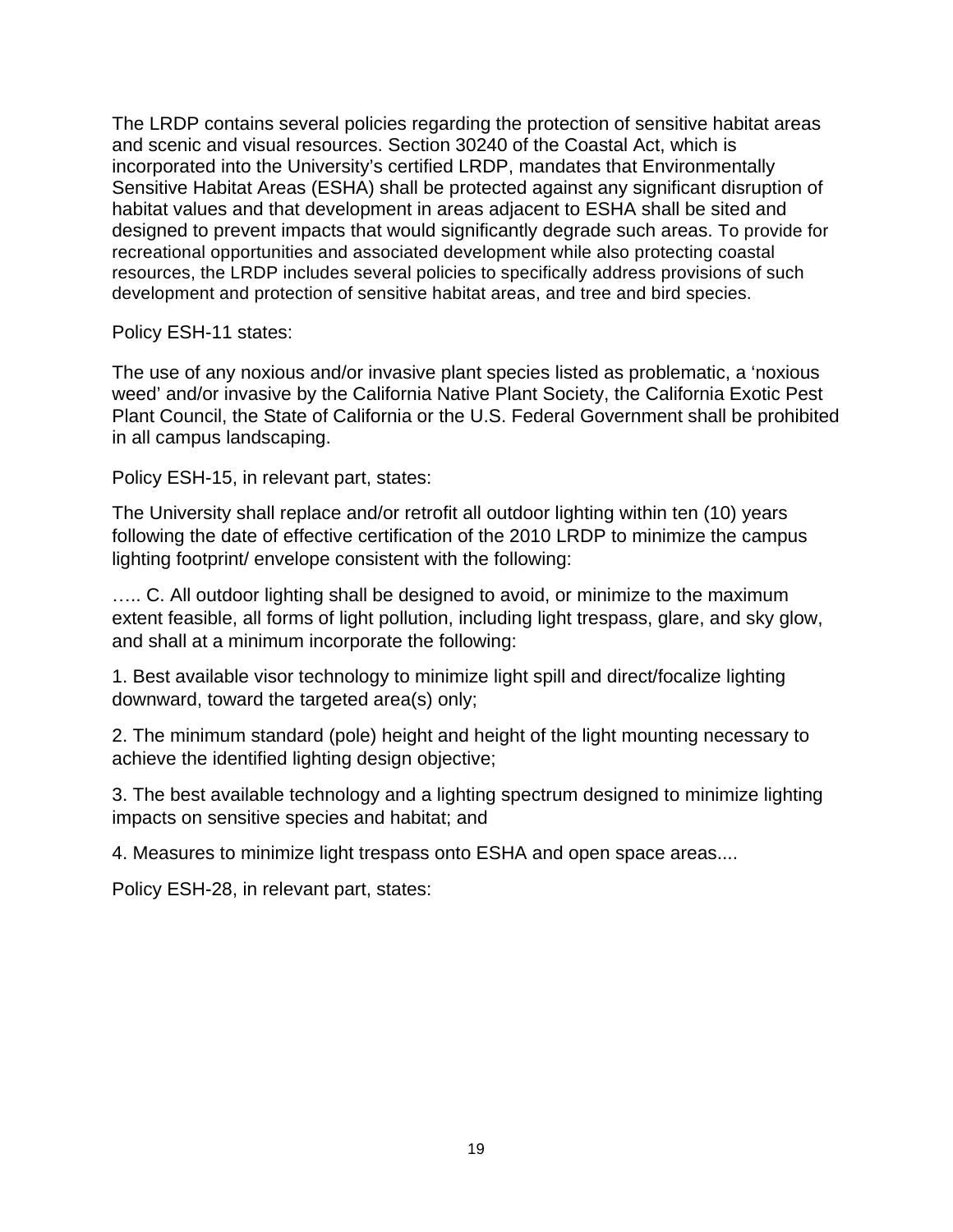The LRDP contains several policies regarding the protection of sensitive habitat areas and scenic and visual resources. Section 30240 of the Coastal Act, which is incorporated into the University's certified LRDP, mandates that Environmentally Sensitive Habitat Areas (ESHA) shall be protected against any significant disruption of habitat values and that development in areas adjacent to ESHA shall be sited and designed to prevent impacts that would significantly degrade such areas. To provide for recreational opportunities and associated development while also protecting coastal resources, the LRDP includes several policies to specifically address provisions of such development and protection of sensitive habitat areas, and tree and bird species.

Policy ESH-11 states:

The use of any noxious and/or invasive plant species listed as problematic, a 'noxious weed' and/or invasive by the California Native Plant Society, the California Exotic Pest Plant Council, the State of California or the U.S. Federal Government shall be prohibited in all campus landscaping.

Policy ESH-15, in relevant part, states:

The University shall replace and/or retrofit all outdoor lighting within ten (10) years following the date of effective certification of the 2010 LRDP to minimize the campus lighting footprint/ envelope consistent with the following:

….. C. All outdoor lighting shall be designed to avoid, or minimize to the maximum extent feasible, all forms of light pollution, including light trespass, glare, and sky glow, and shall at a minimum incorporate the following:

1. Best available visor technology to minimize light spill and direct/focalize lighting downward, toward the targeted area(s) only;

2. The minimum standard (pole) height and height of the light mounting necessary to achieve the identified lighting design objective;

3. The best available technology and a lighting spectrum designed to minimize lighting impacts on sensitive species and habitat; and

4. Measures to minimize light trespass onto ESHA and open space areas....

Policy ESH-28, in relevant part, states: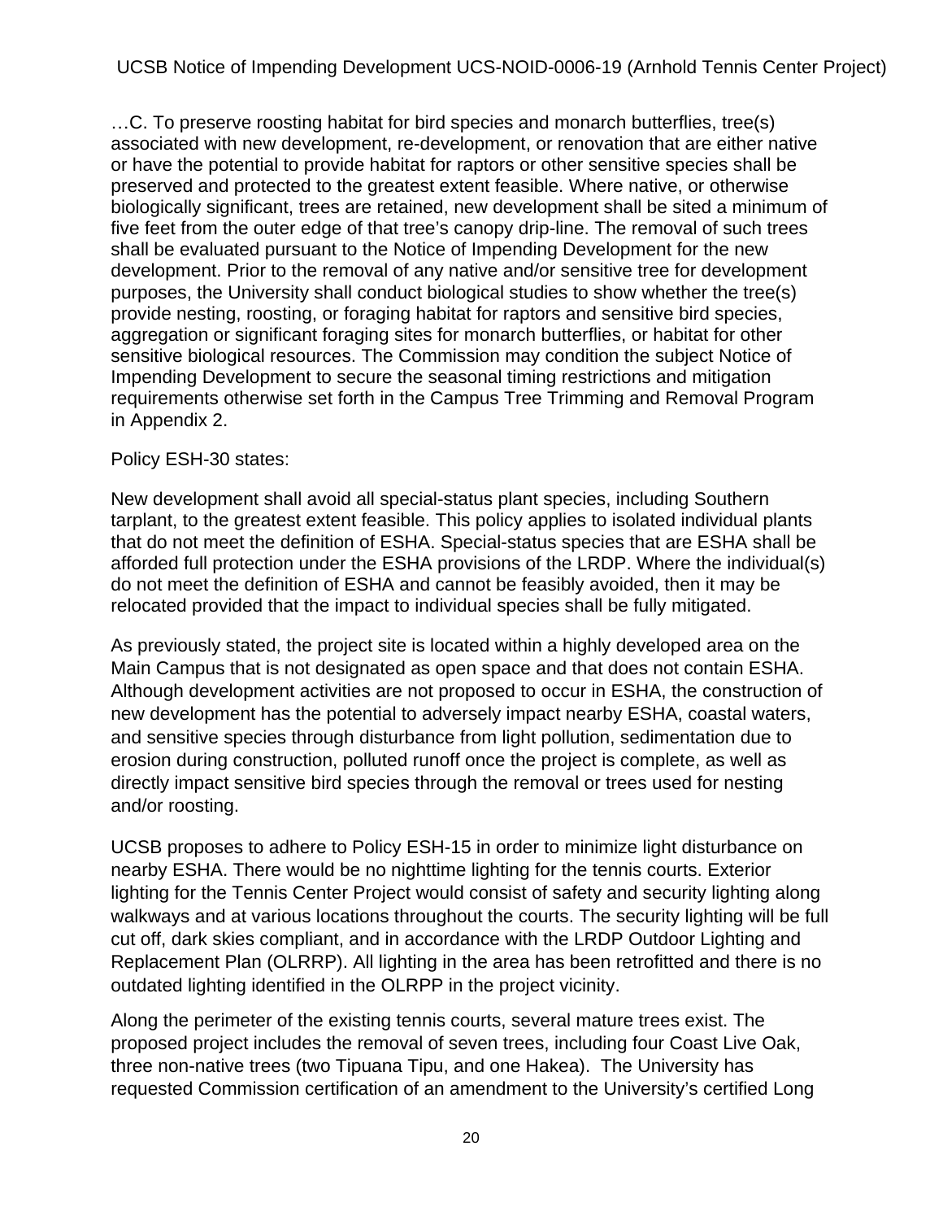…C. To preserve roosting habitat for bird species and monarch butterflies, tree(s) associated with new development, re-development, or renovation that are either native or have the potential to provide habitat for raptors or other sensitive species shall be preserved and protected to the greatest extent feasible. Where native, or otherwise biologically significant, trees are retained, new development shall be sited a minimum of five feet from the outer edge of that tree's canopy drip-line. The removal of such trees shall be evaluated pursuant to the Notice of Impending Development for the new development. Prior to the removal of any native and/or sensitive tree for development purposes, the University shall conduct biological studies to show whether the tree(s) provide nesting, roosting, or foraging habitat for raptors and sensitive bird species, aggregation or significant foraging sites for monarch butterflies, or habitat for other sensitive biological resources. The Commission may condition the subject Notice of Impending Development to secure the seasonal timing restrictions and mitigation requirements otherwise set forth in the Campus Tree Trimming and Removal Program in Appendix 2.

Policy ESH-30 states:

New development shall avoid all special-status plant species, including Southern tarplant, to the greatest extent feasible. This policy applies to isolated individual plants that do not meet the definition of ESHA. Special-status species that are ESHA shall be afforded full protection under the ESHA provisions of the LRDP. Where the individual(s) do not meet the definition of ESHA and cannot be feasibly avoided, then it may be relocated provided that the impact to individual species shall be fully mitigated.

As previously stated, the project site is located within a highly developed area on the Main Campus that is not designated as open space and that does not contain ESHA. Although development activities are not proposed to occur in ESHA, the construction of new development has the potential to adversely impact nearby ESHA, coastal waters, and sensitive species through disturbance from light pollution, sedimentation due to erosion during construction, polluted runoff once the project is complete, as well as directly impact sensitive bird species through the removal or trees used for nesting and/or roosting.

UCSB proposes to adhere to Policy ESH-15 in order to minimize light disturbance on nearby ESHA. There would be no nighttime lighting for the tennis courts. Exterior lighting for the Tennis Center Project would consist of safety and security lighting along walkways and at various locations throughout the courts. The security lighting will be full cut off, dark skies compliant, and in accordance with the LRDP Outdoor Lighting and Replacement Plan (OLRRP). All lighting in the area has been retrofitted and there is no outdated lighting identified in the OLRPP in the project vicinity.

Along the perimeter of the existing tennis courts, several mature trees exist. The proposed project includes the removal of seven trees, including four Coast Live Oak, three non-native trees (two Tipuana Tipu, and one Hakea). The University has requested Commission certification of an amendment to the University's certified Long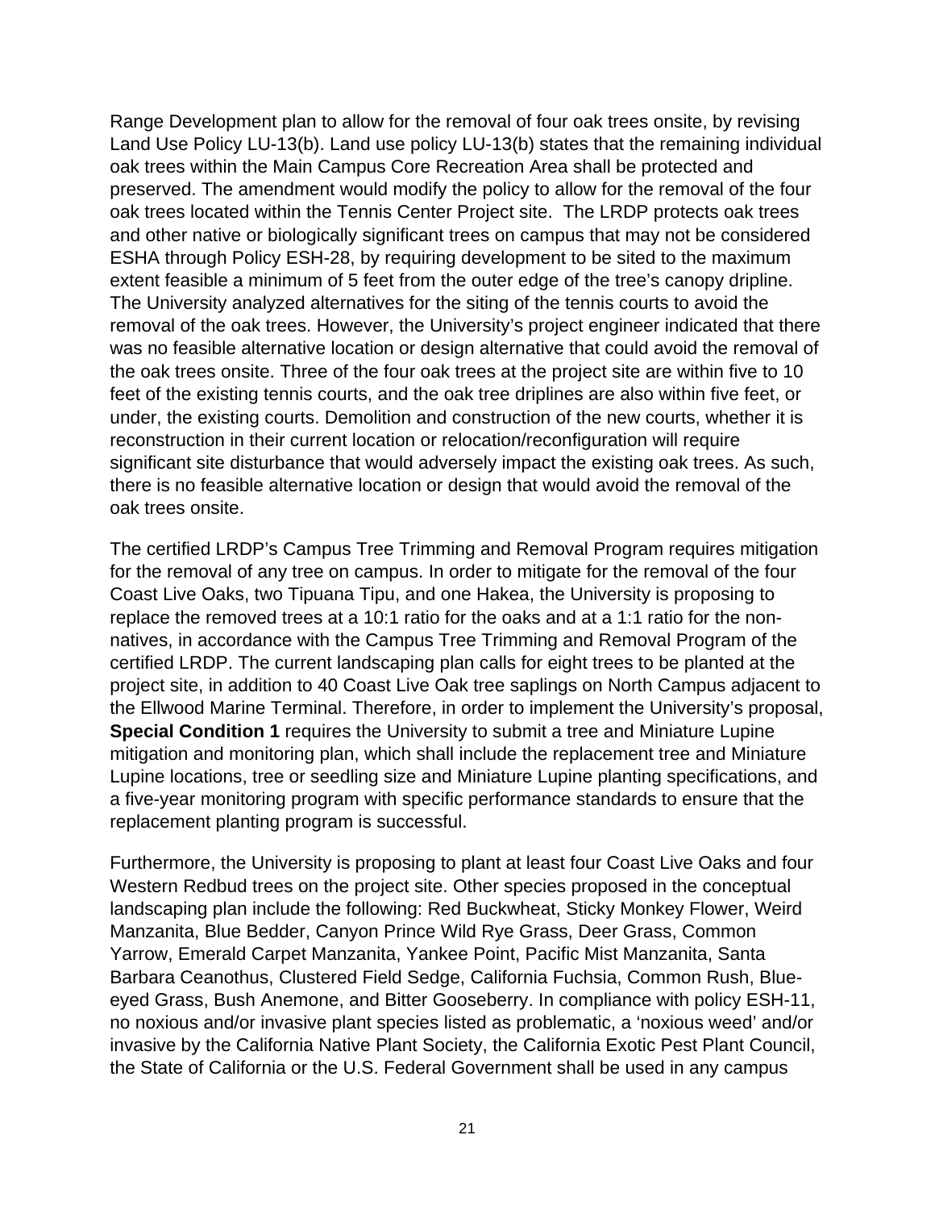Range Development plan to allow for the removal of four oak trees onsite, by revising Land Use Policy LU-13(b). Land use policy LU-13(b) states that the remaining individual oak trees within the Main Campus Core Recreation Area shall be protected and preserved. The amendment would modify the policy to allow for the removal of the four oak trees located within the Tennis Center Project site. The LRDP protects oak trees and other native or biologically significant trees on campus that may not be considered ESHA through Policy ESH-28, by requiring development to be sited to the maximum extent feasible a minimum of 5 feet from the outer edge of the tree's canopy dripline. The University analyzed alternatives for the siting of the tennis courts to avoid the removal of the oak trees. However, the University's project engineer indicated that there was no feasible alternative location or design alternative that could avoid the removal of the oak trees onsite. Three of the four oak trees at the project site are within five to 10 feet of the existing tennis courts, and the oak tree driplines are also within five feet, or under, the existing courts. Demolition and construction of the new courts, whether it is reconstruction in their current location or relocation/reconfiguration will require significant site disturbance that would adversely impact the existing oak trees. As such, there is no feasible alternative location or design that would avoid the removal of the oak trees onsite.

The certified LRDP's Campus Tree Trimming and Removal Program requires mitigation for the removal of any tree on campus. In order to mitigate for the removal of the four Coast Live Oaks, two Tipuana Tipu, and one Hakea, the University is proposing to replace the removed trees at a 10:1 ratio for the oaks and at a 1:1 ratio for the non-natives, in accordance with the Campus Tree Trimming and Removal Program of the certified LRDP. The current landscaping plan calls for eight trees to be planted at the project site, in addition to 40 Coast Live Oak tree saplings on North Campus adjacent to the Ellwood Marine Terminal. Therefore, in order to implement the University's proposal, **Special Condition 1** requires the University to submit a tree and Miniature Lupine mitigation and monitoring plan, which shall include the replacement tree and Miniature Lupine locations, tree or seedling size and Miniature Lupine planting specifications, and a five-year monitoring program with specific performance standards to ensure that the replacement planting program is successful.

Furthermore, the University is proposing to plant at least four Coast Live Oaks and four Western Redbud trees on the project site. Other species proposed in the conceptual landscaping plan include the following: Red Buckwheat, Sticky Monkey Flower, Weird Manzanita, Blue Bedder, Canyon Prince Wild Rye Grass, Deer Grass, Common Yarrow, Emerald Carpet Manzanita, Yankee Point, Pacific Mist Manzanita, Santa Barbara Ceanothus, Clustered Field Sedge, California Fuchsia, Common Rush, Blue-eyed Grass, Bush Anemone, and Bitter Gooseberry. In compliance with policy ESH-11, no noxious and/or invasive plant species listed as problematic, a 'noxious weed' and/or invasive by the California Native Plant Society, the California Exotic Pest Plant Council, the State of California or the U.S. Federal Government shall be used in any campus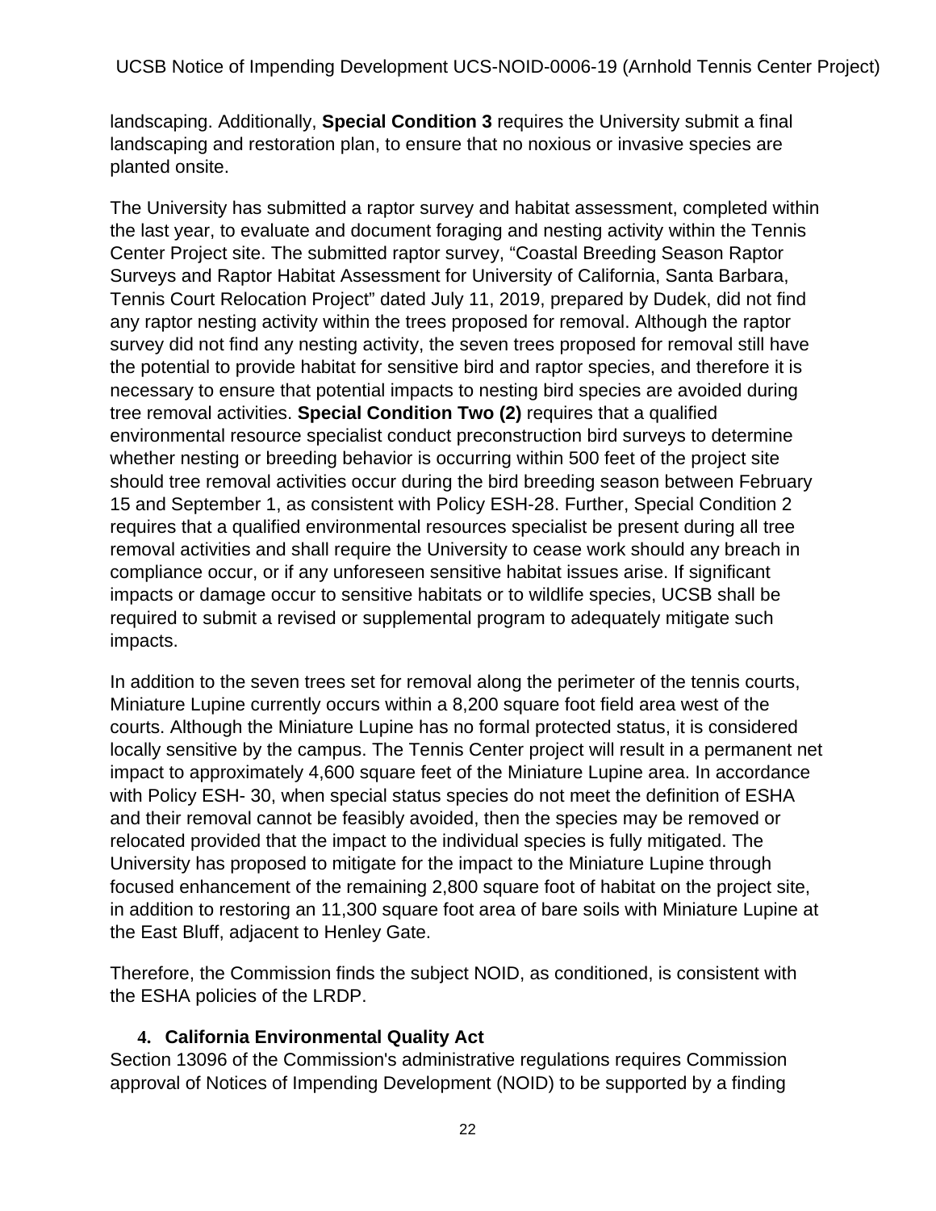landscaping. Additionally, **Special Condition 3** requires the University submit a final landscaping and restoration plan, to ensure that no noxious or invasive species are planted onsite.

The University has submitted a raptor survey and habitat assessment, completed within the last year, to evaluate and document foraging and nesting activity within the Tennis Center Project site. The submitted raptor survey, "Coastal Breeding Season Raptor Surveys and Raptor Habitat Assessment for University of California, Santa Barbara, Tennis Court Relocation Project" dated July 11, 2019, prepared by Dudek, did not find any raptor nesting activity within the trees proposed for removal. Although the raptor survey did not find any nesting activity, the seven trees proposed for removal still have the potential to provide habitat for sensitive bird and raptor species, and therefore it is necessary to ensure that potential impacts to nesting bird species are avoided during tree removal activities. **Special Condition Two (2)** requires that a qualified environmental resource specialist conduct preconstruction bird surveys to determine whether nesting or breeding behavior is occurring within 500 feet of the project site should tree removal activities occur during the bird breeding season between February 15 and September 1, as consistent with Policy ESH-28. Further, Special Condition 2 requires that a qualified environmental resources specialist be present during all tree removal activities and shall require the University to cease work should any breach in compliance occur, or if any unforeseen sensitive habitat issues arise. If significant impacts or damage occur to sensitive habitats or to wildlife species, UCSB shall be required to submit a revised or supplemental program to adequately mitigate such impacts.

In addition to the seven trees set for removal along the perimeter of the tennis courts, Miniature Lupine currently occurs within a 8,200 square foot field area west of the courts. Although the Miniature Lupine has no formal protected status, it is considered locally sensitive by the campus. The Tennis Center project will result in a permanent net impact to approximately 4,600 square feet of the Miniature Lupine area. In accordance with Policy ESH- 30, when special status species do not meet the definition of ESHA and their removal cannot be feasibly avoided, then the species may be removed or relocated provided that the impact to the individual species is fully mitigated. The University has proposed to mitigate for the impact to the Miniature Lupine through focused enhancement of the remaining 2,800 square foot of habitat on the project site, in addition to restoring an 11,300 square foot area of bare soils with Miniature Lupine at the East Bluff, adjacent to Henley Gate.

Therefore, the Commission finds the subject NOID, as conditioned, is consistent with the ESHA policies of the LRDP.

### 4. California Environmental Quality Act

Section 13096 of the Commission's administrative regulations requires Commission approval of Notices of Impending Development (NOID) to be supported by a finding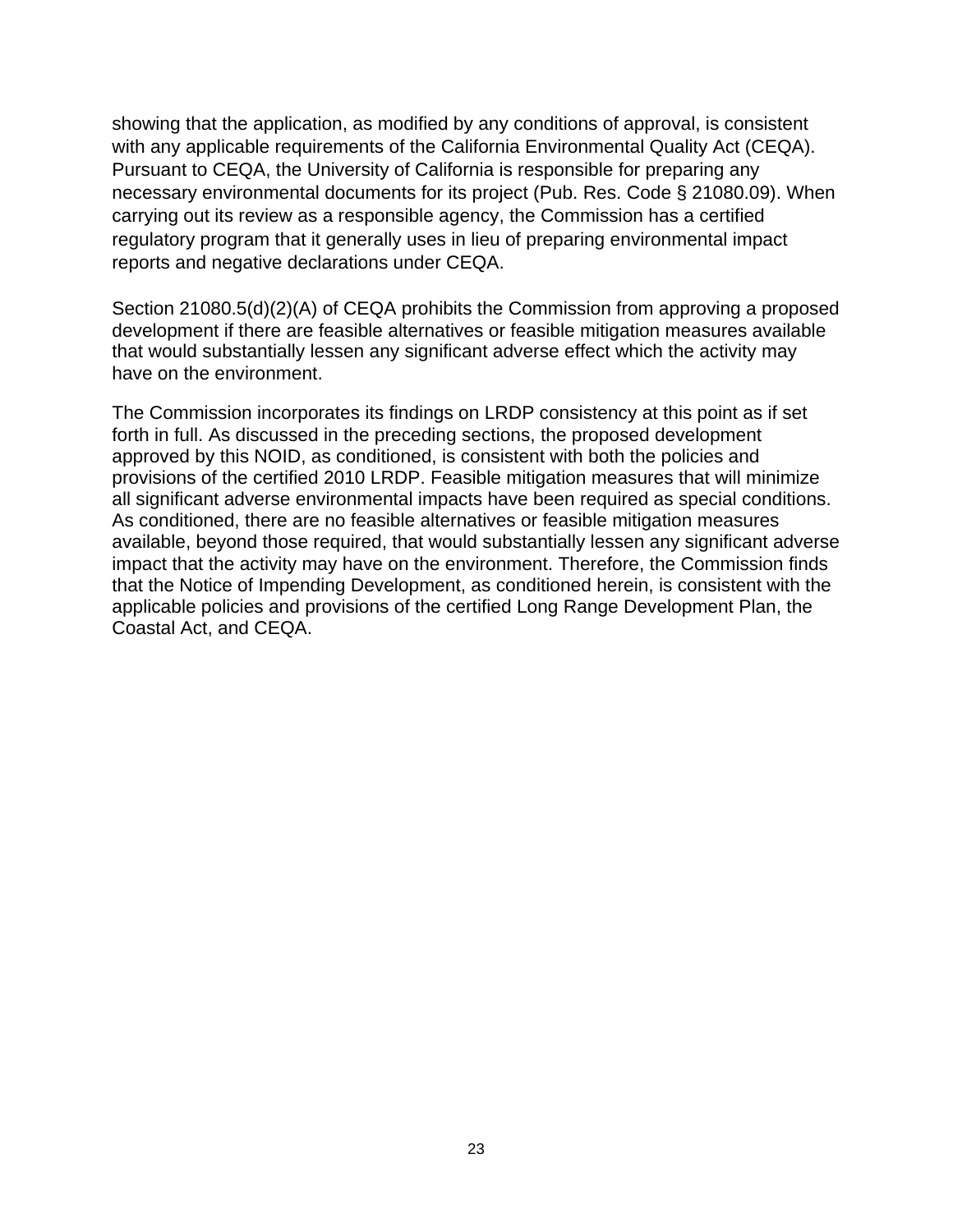showing that the application, as modified by any conditions of approval, is consistent with any applicable requirements of the California Environmental Quality Act (CEQA). Pursuant to CEQA, the University of California is responsible for preparing any necessary environmental documents for its project (Pub. Res. Code § 21080.09). When carrying out its review as a responsible agency, the Commission has a certified regulatory program that it generally uses in lieu of preparing environmental impact reports and negative declarations under CEQA.

Section 21080.5(d)(2)(A) of CEQA prohibits the Commission from approving a proposed development if there are feasible alternatives or feasible mitigation measures available that would substantially lessen any significant adverse effect which the activity may have on the environment.

The Commission incorporates its findings on LRDP consistency at this point as if set forth in full. As discussed in the preceding sections, the proposed development approved by this NOID, as conditioned, is consistent with both the policies and provisions of the certified 2010 LRDP. Feasible mitigation measures that will minimize all significant adverse environmental impacts have been required as special conditions. As conditioned, there are no feasible alternatives or feasible mitigation measures available, beyond those required, that would substantially lessen any significant adverse impact that the activity may have on the environment. Therefore, the Commission finds that the Notice of Impending Development, as conditioned herein, is consistent with the applicable policies and provisions of the certified Long Range Development Plan, the Coastal Act, and CEQA.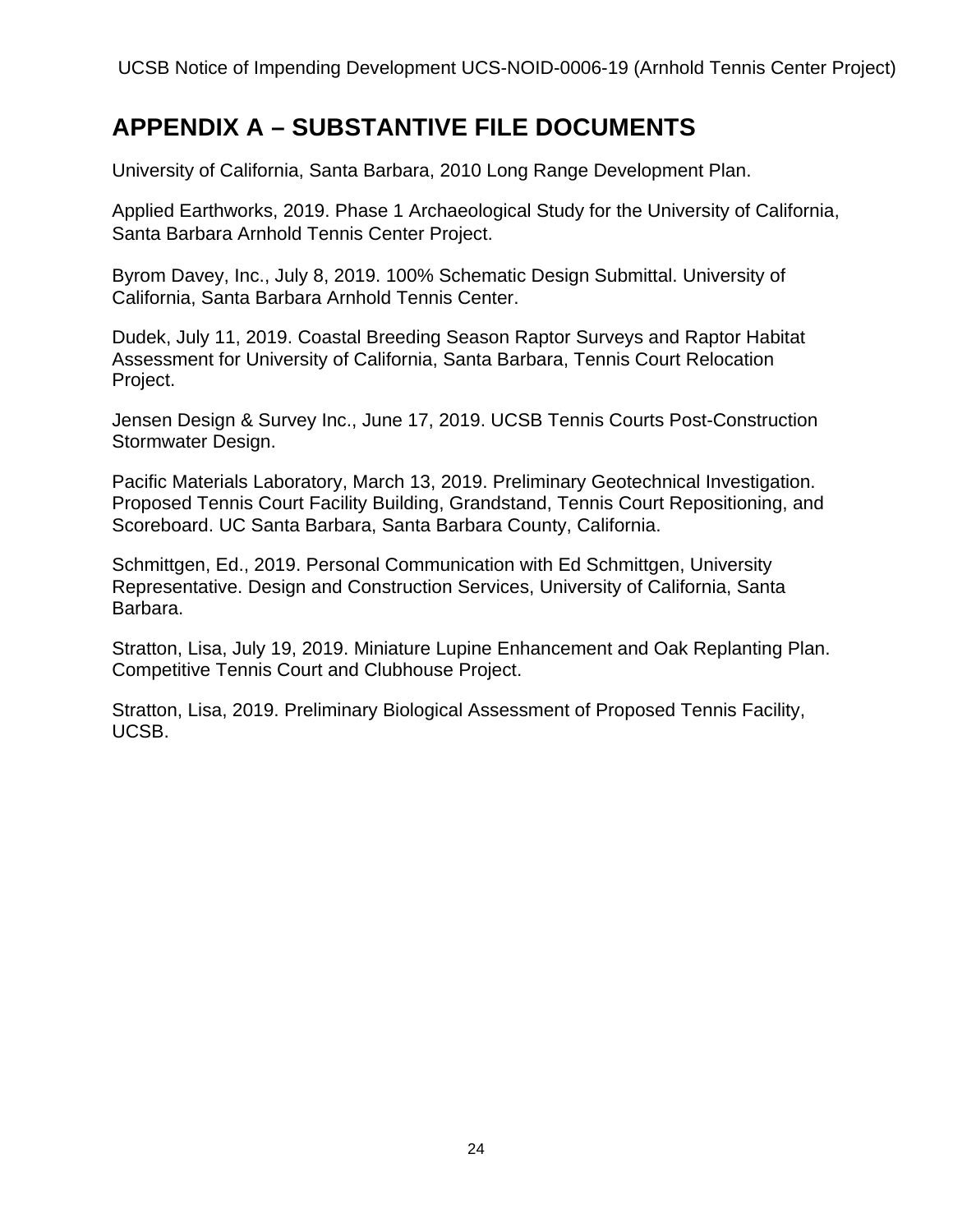# APPENDIX A – SUBSTANTIVE FILE DOCUMENTS

University of California, Santa Barbara, 2010 Long Range Development Plan.

Applied Earthworks, 2019. Phase 1 Archaeological Study for the University of California, Santa Barbara Arnhold Tennis Center Project.

Byrom Davey, Inc., July 8, 2019. 100% Schematic Design Submittal. University of California, Santa Barbara Arnhold Tennis Center.

Dudek, July 11, 2019. Coastal Breeding Season Raptor Surveys and Raptor Habitat Assessment for University of California, Santa Barbara, Tennis Court Relocation Project.

Jensen Design & Survey Inc., June 17, 2019. UCSB Tennis Courts Post-Construction Stormwater Design.

Pacific Materials Laboratory, March 13, 2019. Preliminary Geotechnical Investigation. Proposed Tennis Court Facility Building, Grandstand, Tennis Court Repositioning, and Scoreboard. UC Santa Barbara, Santa Barbara County, California.

Schmittgen, Ed., 2019. Personal Communication with Ed Schmittgen, University Representative. Design and Construction Services, University of California, Santa Barbara.

Stratton, Lisa, July 19, 2019. Miniature Lupine Enhancement and Oak Replanting Plan. Competitive Tennis Court and Clubhouse Project.

Stratton, Lisa, 2019. Preliminary Biological Assessment of Proposed Tennis Facility, UCSB.